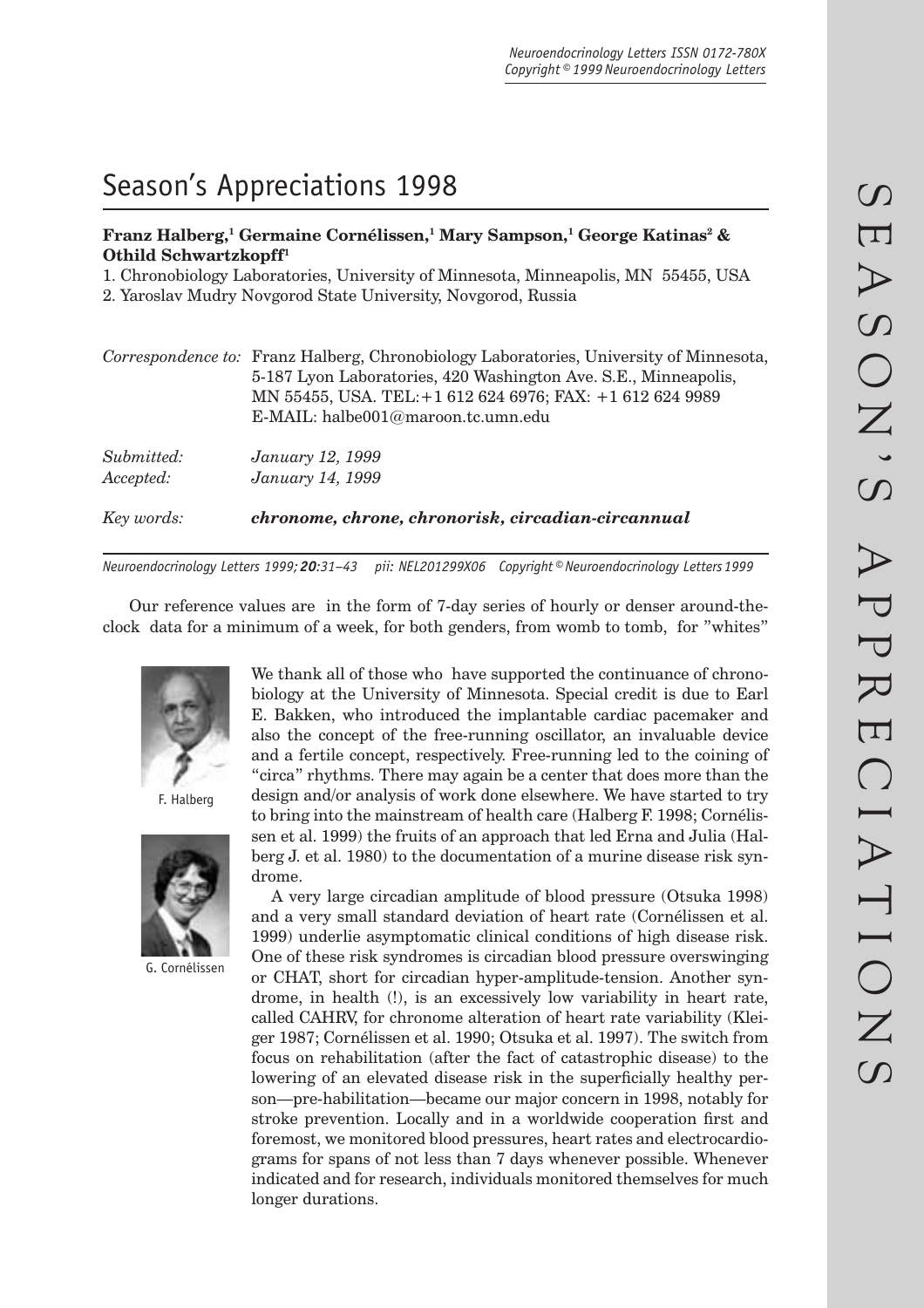# Season's Appreciations 1998

**Franz Halberg,[1] Germaine Cornélissen,[1] Mary Sampson,[1] George Katinas[2] & Othild Schwartzkopff[1]**

1. Chronobiology Laboratories, University of Minnesota, Minneapolis, MN 55455, USA
2. Yaroslav Mudry Novgorod State University, Novgorod, Russia

*Correspondence to:* Franz Halberg, Chronobiology Laboratories, University of Minnesota, 5-187 Lyon Laboratories, 420 Washington Ave. S.E., Minneapolis, MN 55455, USA. TEL:+1 612 624 6976; FAX: +1 612 624 9989 E-MAIL: halbe001@maroon.tc.umn.edu

*Submitted:* *January 12, 1999*
*Accepted:* *January 14, 1999*

*Key words:* ***chronome, chrone, chronorisk, circadian-circannual***

Our reference values are in the form of 7-day series of hourly or denser around-the-clock data for a minimum of a week, for both genders, from womb to tomb, for "whites"

F. Halberg

G. Cornélissen

We thank all of those who have supported the continuance of chronobiology at the University of Minnesota. Special credit is due to Earl E. Bakken, who introduced the implantable cardiac pacemaker and also the concept of the free-running oscillator, an invaluable device and a fertile concept, respectively. Free-running led to the coining of "circa" rhythms. There may again be a center that does more than the design and/or analysis of work done elsewhere. We have started to try to bring into the mainstream of health care (Halberg F. 1998; Cornélissen et al. 1999) the fruits of an approach that led Erna and Julia (Halberg J. et al. 1980) to the documentation of a murine disease risk syndrome.

A very large circadian amplitude of blood pressure (Otsuka 1998) and a very small standard deviation of heart rate (Cornélissen et al. 1999) underlie asymptomatic clinical conditions of high disease risk. One of these risk syndromes is circadian blood pressure overswinging or CHAT, short for circadian hyper-amplitude-tension. Another syndrome, in health (!), is an excessively low variability in heart rate, called CAHRV, for chronome alteration of heart rate variability (Kleiger 1987; Cornélissen et al. 1990; Otsuka et al. 1997). The switch from focus on rehabilitation (after the fact of catastrophic disease) to the lowering of an elevated disease risk in the superficially healthy person—pre-habilitation—became our major concern in 1998, notably for stroke prevention. Locally and in a worldwide cooperation first and foremost, we monitored blood pressures, heart rates and electrocardiograms for spans of not less than 7 days whenever possible. Whenever indicated and for research, individuals monitored themselves for much longer durations.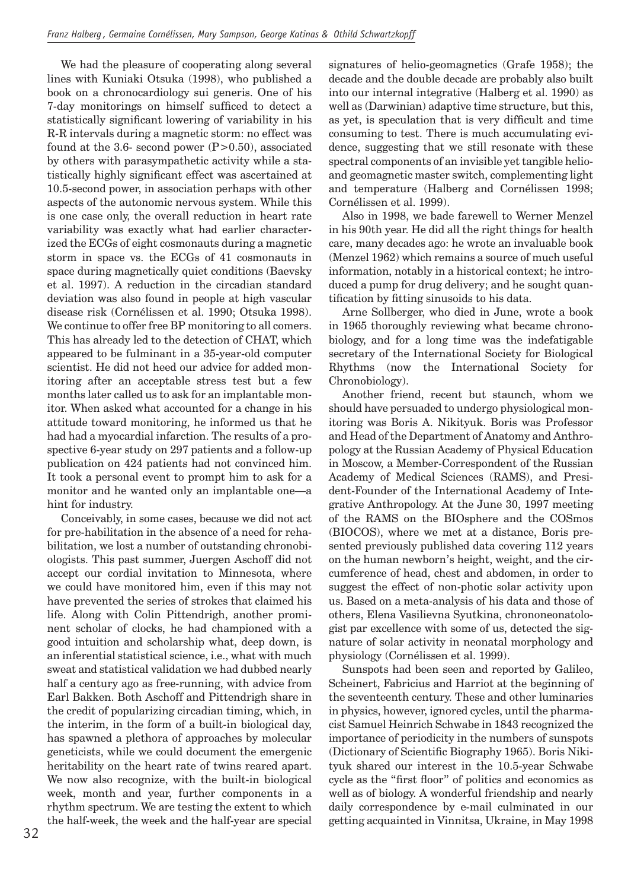We had the pleasure of cooperating along several lines with Kuniaki Otsuka (1998), who published a book on a chronocardiology sui generis. One of his 7-day monitorings on himself sufficed to detect a statistically significant lowering of variability in his R-R intervals during a magnetic storm: no effect was found at the 3.6- second power ($P>0.50$), associated by others with parasympathetic activity while a statistically highly significant effect was ascertained at 10.5-second power, in association perhaps with other aspects of the autonomic nervous system. While this is one case only, the overall reduction in heart rate variability was exactly what had earlier characterized the ECGs of eight cosmonauts during a magnetic storm in space vs. the ECGs of 41 cosmonauts in space during magnetically quiet conditions (Baevsky et al. 1997). A reduction in the circadian standard deviation was also found in people at high vascular disease risk (Cornélissen et al. 1990; Otsuka 1998). We continue to offer free BP monitoring to all comers. This has already led to the detection of CHAT, which appeared to be fulminant in a 35-year-old computer scientist. He did not heed our advice for added monitoring after an acceptable stress test but a few months later called us to ask for an implantable monitor. When asked what accounted for a change in his attitude toward monitoring, he informed us that he had had a myocardial infarction. The results of a prospective 6-year study on 297 patients and a follow-up publication on 424 patients had not convinced him. It took a personal event to prompt him to ask for a monitor and he wanted only an implantable one—a hint for industry.

Conceivably, in some cases, because we did not act for pre-habilitation in the absence of a need for rehabilitation, we lost a number of outstanding chronobiologists. This past summer, Juergen Aschoff did not accept our cordial invitation to Minnesota, where we could have monitored him, even if this may not have prevented the series of strokes that claimed his life. Along with Colin Pittendrigh, another prominent scholar of clocks, he had championed with a good intuition and scholarship what, deep down, is an inferential statistical science, i.e., what with much sweat and statistical validation we had dubbed nearly half a century ago as free-running, with advice from Earl Bakken. Both Aschoff and Pittendrigh share in the credit of popularizing circadian timing, which, in the interim, in the form of a built-in biological day, has spawned a plethora of approaches by molecular geneticists, while we could document the emergenic heritability on the heart rate of twins reared apart. We now also recognize, with the built-in biological week, month and year, further components in a rhythm spectrum. We are testing the extent to which the half-week, the week and the half-year are special signatures of helio-geomagnetics (Grafe 1958); the decade and the double decade are probably also built into our internal integrative (Halberg et al. 1990) as well as (Darwinian) adaptive time structure, but this, as yet, is speculation that is very difficult and time consuming to test. There is much accumulating evidence, suggesting that we still resonate with these spectral components of an invisible yet tangible helio- and geomagnetic master switch, complementing light and temperature (Halberg and Cornélissen 1998; Cornélissen et al. 1999).

Also in 1998, we bade farewell to Werner Menzel in his 90th year. He did all the right things for health care, many decades ago: he wrote an invaluable book (Menzel 1962) which remains a source of much useful information, notably in a historical context; he introduced a pump for drug delivery; and he sought quantification by fitting sinusoids to his data.

Arne Sollberger, who died in June, wrote a book in 1965 thoroughly reviewing what became chronobiology, and for a long time was the indefatigable secretary of the International Society for Biological Rhythms (now the International Society for Chronobiology).

Another friend, recent but staunch, whom we should have persuaded to undergo physiological monitoring was Boris A. Nikityuk. Boris was Professor and Head of the Department of Anatomy and Anthropology at the Russian Academy of Physical Education in Moscow, a Member-Correspondent of the Russian Academy of Medical Sciences (RAMS), and President-Founder of the International Academy of Integrative Anthropology. At the June 30, 1997 meeting of the RAMS on the BIOsphere and the COSmos (BIOCOS), where we met at a distance, Boris presented previously published data covering 112 years on the human newborn's height, weight, and the circumference of head, chest and abdomen, in order to suggest the effect of non-photic solar activity upon us. Based on a meta-analysis of his data and those of others, Elena Vasilievna Syutkina, chrononeonatologist par excellence with some of us, detected the signature of solar activity in neonatal morphology and physiology (Cornélissen et al. 1999).

Sunspots had been seen and reported by Galileo, Scheinert, Fabricius and Harriot at the beginning of the seventeenth century. These and other luminaries in physics, however, ignored cycles, until the pharmacist Samuel Heinrich Schwabe in 1843 recognized the importance of periodicity in the numbers of sunspots (Dictionary of Scientific Biography 1965). Boris Nikityuk shared our interest in the 10.5-year Schwabe cycle as the "first floor" of politics and economics as well as of biology. A wonderful friendship and nearly daily correspondence by e-mail culminated in our getting acquainted in Vinnitsa, Ukraine, in May 1998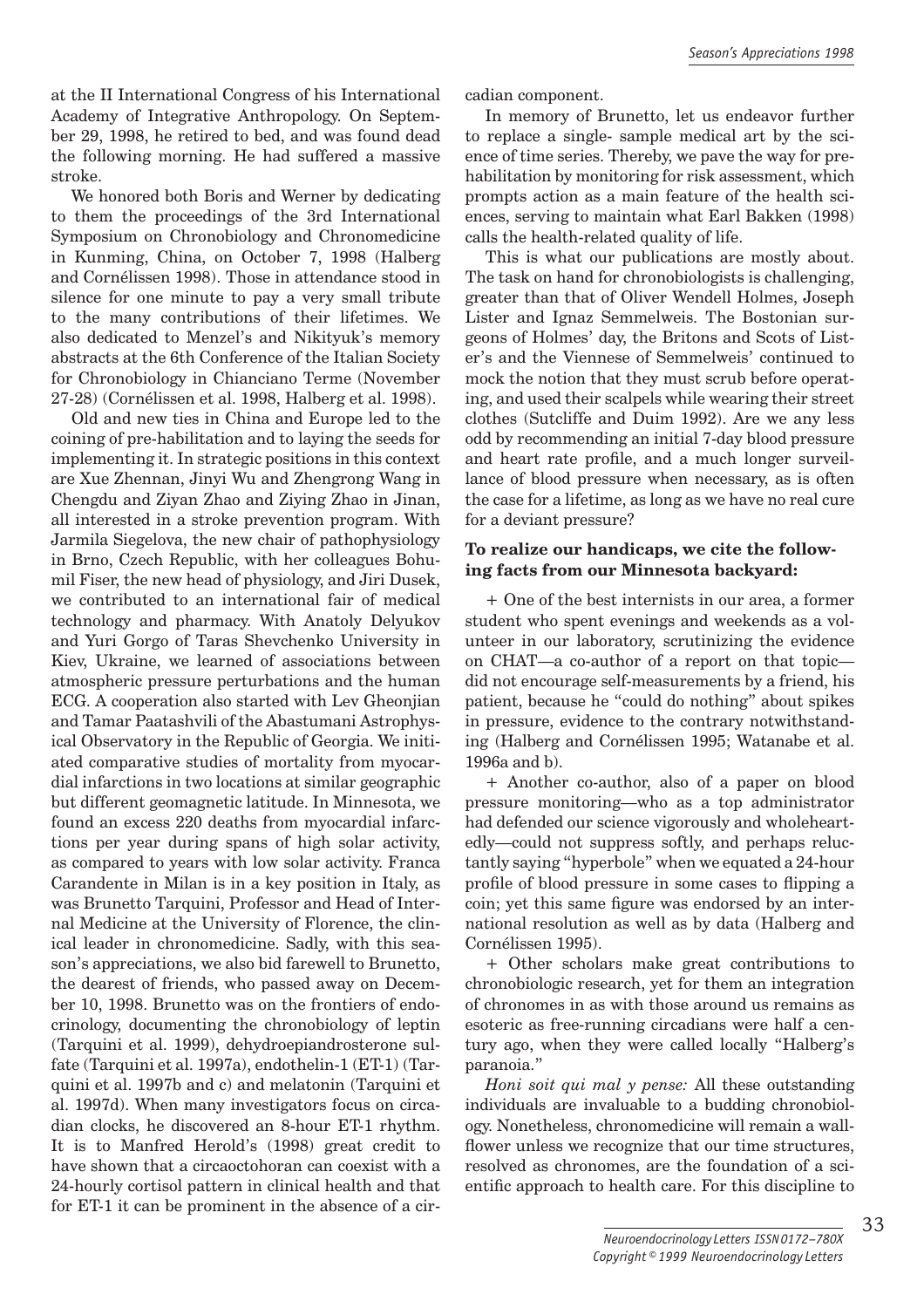at the II International Congress of his International Academy of Integrative Anthropology. On September 29, 1998, he retired to bed, and was found dead the following morning. He had suffered a massive stroke.

We honored both Boris and Werner by dedicating to them the proceedings of the 3rd International Symposium on Chronobiology and Chronomedicine in Kunming, China, on October 7, 1998 (Halberg and Cornélissen 1998). Those in attendance stood in silence for one minute to pay a very small tribute to the many contributions of their lifetimes. We also dedicated to Menzel's and Nikityuk's memory abstracts at the 6th Conference of the Italian Society for Chronobiology in Chianciano Terme (November 27-28) (Cornélissen et al. 1998, Halberg et al. 1998).

Old and new ties in China and Europe led to the coining of pre-habilitation and to laying the seeds for implementing it. In strategic positions in this context are Xue Zhennan, Jinyi Wu and Zhengrong Wang in Chengdu and Ziyan Zhao and Ziying Zhao in Jinan, all interested in a stroke prevention program. With Jarmila Siegelova, the new chair of pathophysiology in Brno, Czech Republic, with her colleagues Bohumil Fiser, the new head of physiology, and Jiri Dusek, we contributed to an international fair of medical technology and pharmacy. With Anatoly Delyukov and Yuri Gorgo of Taras Shevchenko University in Kiev, Ukraine, we learned of associations between atmospheric pressure perturbations and the human ECG. A cooperation also started with Lev Gheonjian and Tamar Paatashvili of the Abastumani Astrophysical Observatory in the Republic of Georgia. We initiated comparative studies of mortality from myocardial infarctions in two locations at similar geographic but different geomagnetic latitude. In Minnesota, we found an excess 220 deaths from myocardial infarctions per year during spans of high solar activity, as compared to years with low solar activity. Franca Carandente in Milan is in a key position in Italy, as was Brunetto Tarquini, Professor and Head of Internal Medicine at the University of Florence, the clinical leader in chronomedicine. Sadly, with this season's appreciations, we also bid farewell to Brunetto, the dearest of friends, who passed away on December 10, 1998. Brunetto was on the frontiers of endocrinology, documenting the chronobiology of leptin (Tarquini et al. 1999), dehydroepiandrosterone sulfate (Tarquini et al. 1997a), endothelin-1 (ET-1) (Tarquini et al. 1997b and c) and melatonin (Tarquini et al. 1997d). When many investigators focus on circadian clocks, he discovered an 8-hour ET-1 rhythm. It is to Manfred Herold's (1998) great credit to have shown that a circaoctohoran can coexist with a 24-hourly cortisol pattern in clinical health and that for ET-1 it can be prominent in the absence of a circadian component.

In memory of Brunetto, let us endeavor further to replace a single- sample medical art by the science of time series. Thereby, we pave the way for prehabilitation by monitoring for risk assessment, which prompts action as a main feature of the health sciences, serving to maintain what Earl Bakken (1998) calls the health-related quality of life.

This is what our publications are mostly about. The task on hand for chronobiologists is challenging, greater than that of Oliver Wendell Holmes, Joseph Lister and Ignaz Semmelweis. The Bostonian surgeons of Holmes' day, the Britons and Scots of Lister's and the Viennese of Semmelweis' continued to mock the notion that they must scrub before operating, and used their scalpels while wearing their street clothes (Sutcliffe and Duim 1992). Are we any less odd by recommending an initial 7-day blood pressure and heart rate profile, and a much longer surveillance of blood pressure when necessary, as is often the case for a lifetime, as long as we have no real cure for a deviant pressure?

**To realize our handicaps, we cite the following facts from our Minnesota backyard:**

+ One of the best internists in our area, a former student who spent evenings and weekends as a volunteer in our laboratory, scrutinizing the evidence on CHAT—a co-author of a report on that topic—did not encourage self-measurements by a friend, his patient, because he "could do nothing" about spikes in pressure, evidence to the contrary notwithstanding (Halberg and Cornélissen 1995; Watanabe et al. 1996a and b).

+ Another co-author, also of a paper on blood pressure monitoring—who as a top administrator had defended our science vigorously and wholeheartedly—could not suppress softly, and perhaps reluctantly saying "hyperbole" when we equated a 24-hour profile of blood pressure in some cases to flipping a coin; yet this same figure was endorsed by an international resolution as well as by data (Halberg and Cornélissen 1995).

+ Other scholars make great contributions to chronobiologic research, yet for them an integration of chronomes in as with those around us remains as esoteric as free-running circadians were half a century ago, when they were called locally "Halberg's paranoia."

*Honi soit qui mal y pense:* All these outstanding individuals are invaluable to a budding chronobiology. Nonetheless, chronomedicine will remain a wallflower unless we recognize that our time structures, resolved as chronomes, are the foundation of a scientific approach to health care. For this discipline to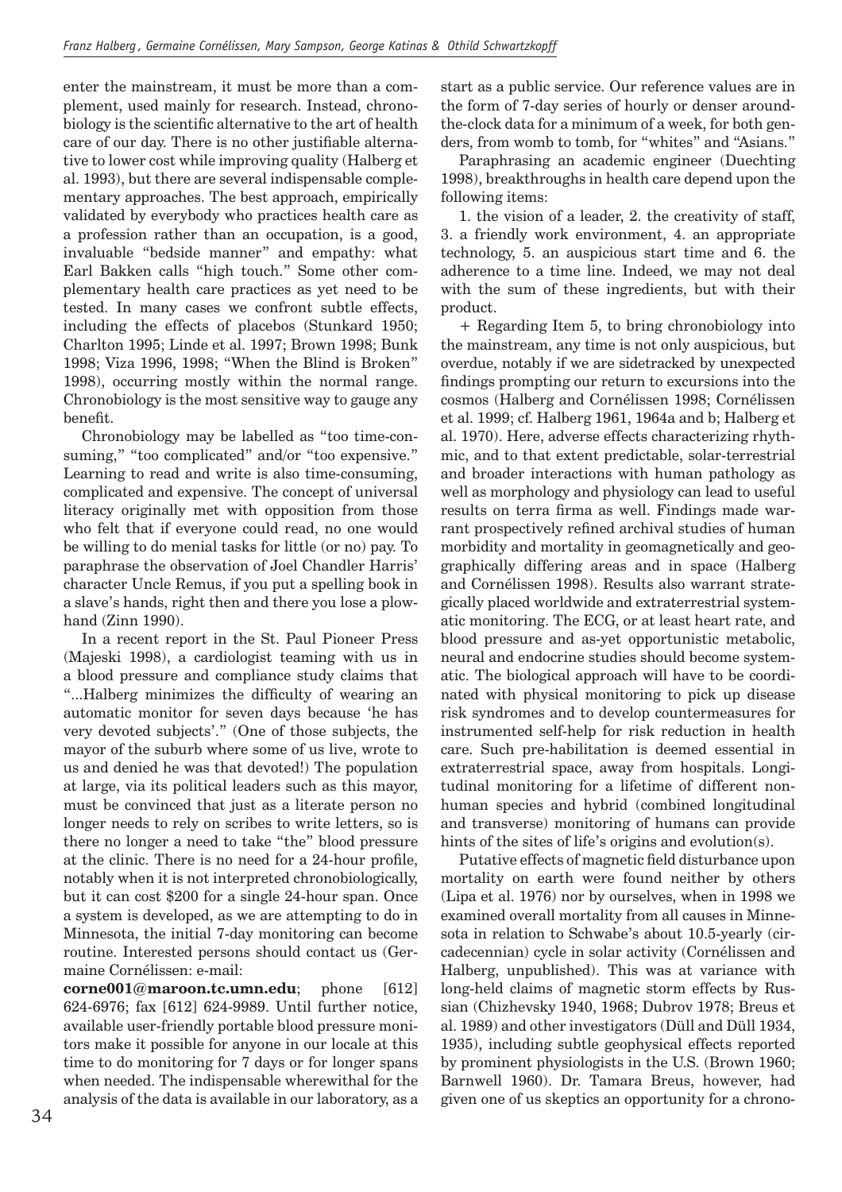enter the mainstream, it must be more than a complement, used mainly for research. Instead, chronobiology is the scientific alternative to the art of health care of our day. There is no other justifiable alternative to lower cost while improving quality (Halberg et al. 1993), but there are several indispensable complementary approaches. The best approach, empirically validated by everybody who practices health care as a profession rather than an occupation, is a good, invaluable "bedside manner" and empathy: what Earl Bakken calls "high touch." Some other complementary health care practices as yet need to be tested. In many cases we confront subtle effects, including the effects of placebos (Stunkard 1950; Charlton 1995; Linde et al. 1997; Brown 1998; Bunk 1998; Viza 1996, 1998; "When the Blind is Broken" 1998), occurring mostly within the normal range. Chronobiology is the most sensitive way to gauge any benefit.

Chronobiology may be labelled as "too time-consuming," "too complicated" and/or "too expensive." Learning to read and write is also time-consuming, complicated and expensive. The concept of universal literacy originally met with opposition from those who felt that if everyone could read, no one would be willing to do menial tasks for little (or no) pay. To paraphrase the observation of Joel Chandler Harris' character Uncle Remus, if you put a spelling book in a slave's hands, right then and there you lose a plowhand (Zinn 1990).

In a recent report in the St. Paul Pioneer Press (Majeski 1998), a cardiologist teaming with us in a blood pressure and compliance study claims that "...Halberg minimizes the difficulty of wearing an automatic monitor for seven days because 'he has very devoted subjects'." (One of those subjects, the mayor of the suburb where some of us live, wrote to us and denied he was that devoted!) The population at large, via its political leaders such as this mayor, must be convinced that just as a literate person no longer needs to rely on scribes to write letters, so is there no longer a need to take "the" blood pressure at the clinic. There is no need for a 24-hour profile, notably when it is not interpreted chronobiologically, but it can cost $200 for a single 24-hour span. Once a system is developed, as we are attempting to do in Minnesota, the initial 7-day monitoring can become routine. Interested persons should contact us (Germaine Cornélissen: e-mail: **corne001@maroon.tc.umn.edu**; phone [612] 624-6976; fax [612] 624-9989. Until further notice, available user-friendly portable blood pressure monitors make it possible for anyone in our locale at this time to do monitoring for 7 days or for longer spans when needed. The indispensable wherewithal for the analysis of the data is available in our laboratory, as a start as a public service. Our reference values are in the form of 7-day series of hourly or denser around-the-clock data for a minimum of a week, for both genders, from womb to tomb, for "whites" and "Asians."

Paraphrasing an academic engineer (Duechting 1998), breakthroughs in health care depend upon the following items:

1. the vision of a leader, 2. the creativity of staff, 3. a friendly work environment, 4. an appropriate technology, 5. an auspicious start time and 6. the adherence to a time line. Indeed, we may not deal with the sum of these ingredients, but with their product.

+ Regarding Item 5, to bring chronobiology into the mainstream, any time is not only auspicious, but overdue, notably if we are sidetracked by unexpected findings prompting our return to excursions into the cosmos (Halberg and Cornélissen 1998; Cornélissen et al. 1999; cf. Halberg 1961, 1964a and b; Halberg et al. 1970). Here, adverse effects characterizing rhythmic, and to that extent predictable, solar-terrestrial and broader interactions with human pathology as well as morphology and physiology can lead to useful results on terra firma as well. Findings made warrant prospectively refined archival studies of human morbidity and mortality in geomagnetically and geographically differing areas and in space (Halberg and Cornélissen 1998). Results also warrant strategically placed worldwide and extraterrestrial systematic monitoring. The ECG, or at least heart rate, and blood pressure and as-yet opportunistic metabolic, neural and endocrine studies should become systematic. The biological approach will have to be coordinated with physical monitoring to pick up disease risk syndromes and to develop countermeasures for instrumented self-help for risk reduction in health care. Such pre-habilitation is deemed essential in extraterrestrial space, away from hospitals. Longitudinal monitoring for a lifetime of different nonhuman species and hybrid (combined longitudinal and transverse) monitoring of humans can provide hints of the sites of life's origins and evolution(s).

Putative effects of magnetic field disturbance upon mortality on earth were found neither by others (Lipa et al. 1976) nor by ourselves, when in 1998 we examined overall mortality from all causes in Minnesota in relation to Schwabe's about 10.5-yearly (circadecennian) cycle in solar activity (Cornélissen and Halberg, unpublished). This was at variance with long-held claims of magnetic storm effects by Russian (Chizhevsky 1940, 1968; Dubrov 1978; Breus et al. 1989) and other investigators (Düll and Düll 1934, 1935), including subtle geophysical effects reported by prominent physiologists in the U.S. (Brown 1960; Barnwell 1960). Dr. Tamara Breus, however, had given one of us skeptics an opportunity for a chrono-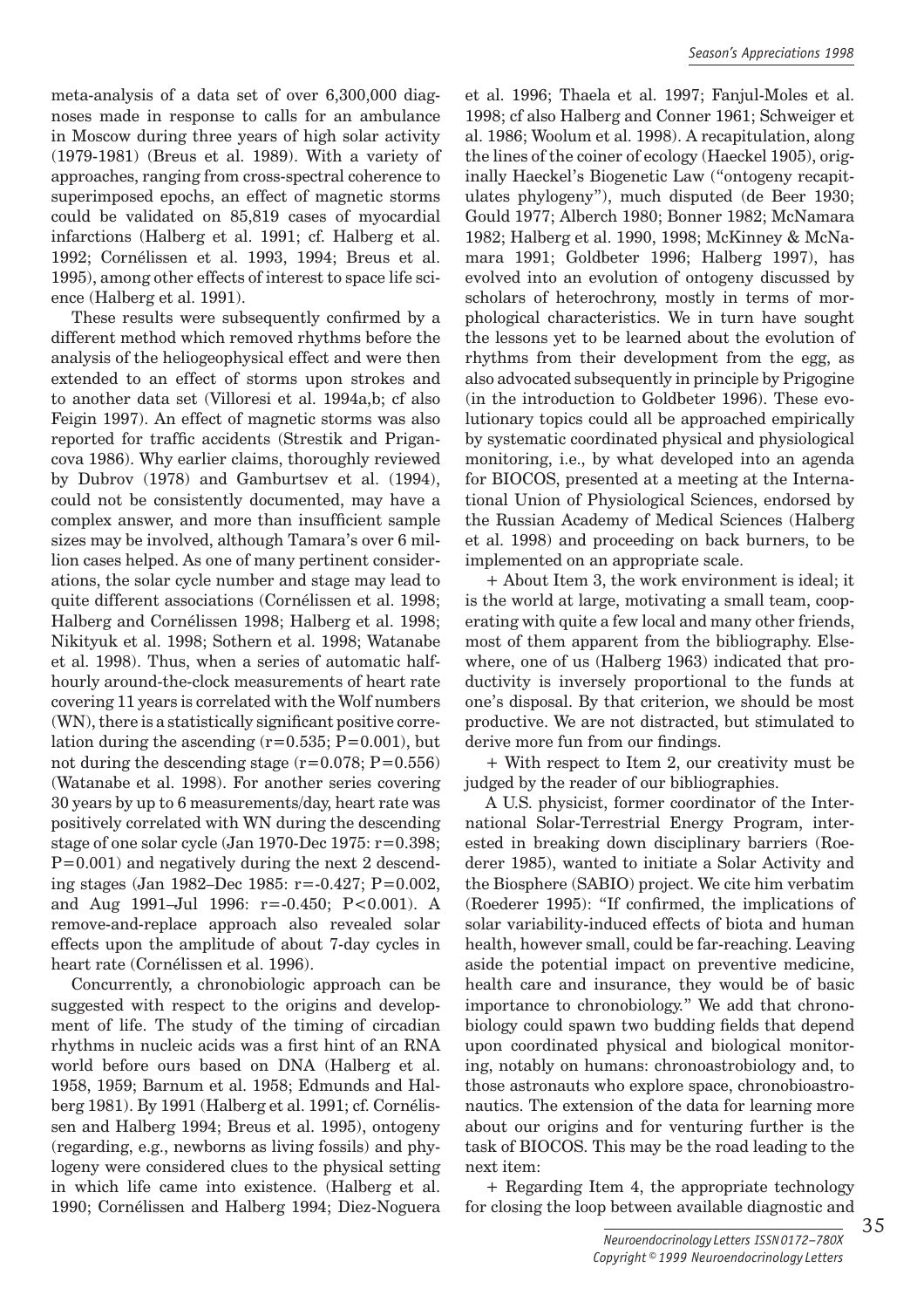meta-analysis of a data set of over 6,300,000 diagnoses made in response to calls for an ambulance in Moscow during three years of high solar activity (1979-1981) (Breus et al. 1989). With a variety of approaches, ranging from cross-spectral coherence to superimposed epochs, an effect of magnetic storms could be validated on 85,819 cases of myocardial infarctions (Halberg et al. 1991; cf. Halberg et al. 1992; Cornélissen et al. 1993, 1994; Breus et al. 1995), among other effects of interest to space life science (Halberg et al. 1991).

These results were subsequently confirmed by a different method which removed rhythms before the analysis of the heliogeophysical effect and were then extended to an effect of storms upon strokes and to another data set (Villoresi et al. 1994a,b; cf also Feigin 1997). An effect of magnetic storms was also reported for traffic accidents (Strestik and Prigancova 1986). Why earlier claims, thoroughly reviewed by Dubrov (1978) and Gamburtsev et al. (1994), could not be consistently documented, may have a complex answer, and more than insufficient sample sizes may be involved, although Tamara's over 6 million cases helped. As one of many pertinent considerations, the solar cycle number and stage may lead to quite different associations (Cornélissen et al. 1998; Halberg and Cornélissen 1998; Halberg et al. 1998; Nikityuk et al. 1998; Sothern et al. 1998; Watanabe et al. 1998). Thus, when a series of automatic half-hourly around-the-clock measurements of heart rate covering 11 years is correlated with the Wolf numbers (WN), there is a statistically significant positive correlation during the ascending ($r=0.535$; $P=0.001$), but not during the descending stage ($r=0.078$; $P=0.556$) (Watanabe et al. 1998). For another series covering 30 years by up to 6 measurements/day, heart rate was positively correlated with WN during the descending stage of one solar cycle (Jan 1970-Dec 1975: $r=0.398$; $P=0.001$) and negatively during the next 2 descending stages (Jan 1982–Dec 1985: $r=-0.427$; $P=0.002$, and Aug 1991–Jul 1996: $r=-0.450$; $P<0.001$). A remove-and-replace approach also revealed solar effects upon the amplitude of about 7-day cycles in heart rate (Cornélissen et al. 1996).

Concurrently, a chronobiologic approach can be suggested with respect to the origins and development of life. The study of the timing of circadian rhythms in nucleic acids was a first hint of an RNA world before ours based on DNA (Halberg et al. 1958, 1959; Barnum et al. 1958; Edmunds and Halberg 1981). By 1991 (Halberg et al. 1991; cf. Cornélissen and Halberg 1994; Breus et al. 1995), ontogeny (regarding, e.g., newborns as living fossils) and phylogeny were considered clues to the physical setting in which life came into existence. (Halberg et al. 1990; Cornélissen and Halberg 1994; Diez-Noguera et al. 1996; Thaela et al. 1997; Fanjul-Moles et al. 1998; cf also Halberg and Conner 1961; Schweiger et al. 1986; Woolum et al. 1998). A recapitulation, along the lines of the coiner of ecology (Haeckel 1905), originally Haeckel's Biogenetic Law ("ontogeny recapitulates phylogeny"), much disputed (de Beer 1930; Gould 1977; Alberch 1980; Bonner 1982; McNamara 1982; Halberg et al. 1990, 1998; McKinney & McNamara 1991; Goldbeter 1996; Halberg 1997), has evolved into an evolution of ontogeny discussed by scholars of heterochrony, mostly in terms of morphological characteristics. We in turn have sought the lessons yet to be learned about the evolution of rhythms from their development from the egg, as also advocated subsequently in principle by Prigogine (in the introduction to Goldbeter 1996). These evolutionary topics could all be approached empirically by systematic coordinated physical and physiological monitoring, i.e., by what developed into an agenda for BIOCOS, presented at a meeting at the International Union of Physiological Sciences, endorsed by the Russian Academy of Medical Sciences (Halberg et al. 1998) and proceeding on back burners, to be implemented on an appropriate scale.

+ About Item 3, the work environment is ideal; it is the world at large, motivating a small team, cooperating with quite a few local and many other friends, most of them apparent from the bibliography. Elsewhere, one of us (Halberg 1963) indicated that productivity is inversely proportional to the funds at one's disposal. By that criterion, we should be most productive. We are not distracted, but stimulated to derive more fun from our findings.

+ With respect to Item 2, our creativity must be judged by the reader of our bibliographies.

A U.S. physicist, former coordinator of the International Solar-Terrestrial Energy Program, interested in breaking down disciplinary barriers (Roederer 1985), wanted to initiate a Solar Activity and the Biosphere (SABIO) project. We cite him verbatim (Roederer 1995): "If confirmed, the implications of solar variability-induced effects of biota and human health, however small, could be far-reaching. Leaving aside the potential impact on preventive medicine, health care and insurance, they would be of basic importance to chronobiology." We add that chronobiology could spawn two budding fields that depend upon coordinated physical and biological monitoring, notably on humans: chronoastrobiology and, to those astronauts who explore space, chronobioastronautics. The extension of the data for learning more about our origins and for venturing further is the task of BIOCOS. This may be the road leading to the next item:

+ Regarding Item 4, the appropriate technology for closing the loop between available diagnostic and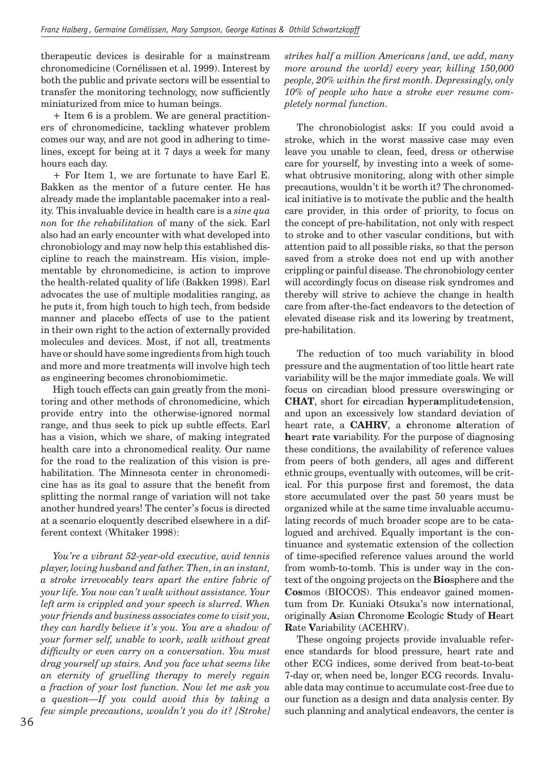therapeutic devices is desirable for a mainstream chronomedicine (Cornélissen et al. 1999). Interest by both the public and private sectors will be essential to transfer the monitoring technology, now sufficiently miniaturized from mice to human beings.

+ Item 6 is a problem. We are general practitioners of chronomedicine, tackling whatever problem comes our way, and are not good in adhering to timelines, except for being at it 7 days a week for many hours each day.

+ For Item 1, we are fortunate to have Earl E. Bakken as the mentor of a future center. He has already made the implantable pacemaker into a reality. This invaluable device in health care is a *sine qua non* for *the rehabilitation* of many of the sick. Earl also had an early encounter with what developed into chronobiology and may now help this established discipline to reach the mainstream. His vision, implementable by chronomedicine, is action to improve the health-related quality of life (Bakken 1998). Earl advocates the use of multiple modalities ranging, as he puts it, from high touch to high tech, from bedside manner and placebo effects of use to the patient in their own right to the action of externally provided molecules and devices. Most, if not all, treatments have or should have some ingredients from high touch and more and more treatments will involve high tech as engineering becomes chronobiomimetic.

High touch effects can gain greatly from the monitoring and other methods of chronomedicine, which provide entry into the otherwise-ignored normal range, and thus seek to pick up subtle effects. Earl has a vision, which we share, of making integrated health care into a chronomedical reality. Our name for the road to the realization of this vision is pre-habilitation. The Minnesota center in chronomedicine has as its goal to assure that the benefit from splitting the normal range of variation will not take another hundred years! The center's focus is directed at a scenario eloquently described elsewhere in a different context (Whitaker 1998):

*You're a vibrant 52-year-old executive, avid tennis player, loving husband and father. Then, in an instant, a stroke irrevocably tears apart the entire fabric of your life. You now can't walk without assistance. Your left arm is crippled and your speech is slurred. When your friends and business associates come to visit you, they can hardly believe it's you. You are a shadow of your former self, unable to work, walk without great difficulty or even carry on a conversation. You must drag yourself up stairs. And you face what seems like an eternity of gruelling therapy to merely regain a fraction of your lost function. Now let me ask you a question—If you could avoid this by taking a few simple precautions, wouldn't you do it? [Stroke] strikes half a million Americans [and, we add, many more around the world] every year, killing 150,000 people, 20% within the first month. Depressingly, only 10% of people who have a stroke ever resume completely normal function.*

The chronobiologist asks: If you could avoid a stroke, which in the worst massive case may even leave you unable to clean, feed, dress or otherwise care for yourself, by investing into a week of somewhat obtrusive monitoring, along with other simple precautions, wouldn't it be worth it? The chronomedical initiative is to motivate the public and the health care provider, in this order of priority, to focus on the concept of pre-habilitation, not only with respect to stroke and to other vascular conditions, but with attention paid to all possible risks, so that the person saved from a stroke does not end up with another crippling or painful disease. The chronobiology center will accordingly focus on disease risk syndromes and thereby will strive to achieve the change in health care from after-the-fact endeavors to the detection of elevated disease risk and its lowering by treatment, pre-habilitation.

The reduction of too much variability in blood pressure and the augmentation of too little heart rate variability will be the major immediate goals. We will focus on circadian blood pressure overswinging or **CHAT**, short for **c**ircadian **h**yper**a**mplitude**t**ension, and upon an excessively low standard deviation of heart rate, a **CAHRV**, a **c**hronome **a**lteration of **h**eart **r**ate **v**ariability. For the purpose of diagnosing these conditions, the availability of reference values from peers of both genders, all ages and different ethnic groups, eventually with outcomes, will be critical. For this purpose first and foremost, the data store accumulated over the past 50 years must be organized while at the same time invaluable accumulating records of much broader scope are to be catalogued and archived. Equally important is the continuance and systematic extension of the collection of time-specified reference values around the world from womb-to-tomb. This is under way in the context of the ongoing projects on the **Bio**sphere and the **Cos**mos (BIOCOS). This endeavor gained momentum from Dr. Kuniaki Otsuka's now international, originally **A**sian **C**hronome **E**cologic **S**tudy of **H**eart **R**ate **V**ariability (ACEHRV).

These ongoing projects provide invaluable reference standards for blood pressure, heart rate and other ECG indices, some derived from beat-to-beat 7-day or, when need be, longer ECG records. Invaluable data may continue to accumulate cost-free due to our function as a design and data analysis center. By such planning and analytical endeavors, the center is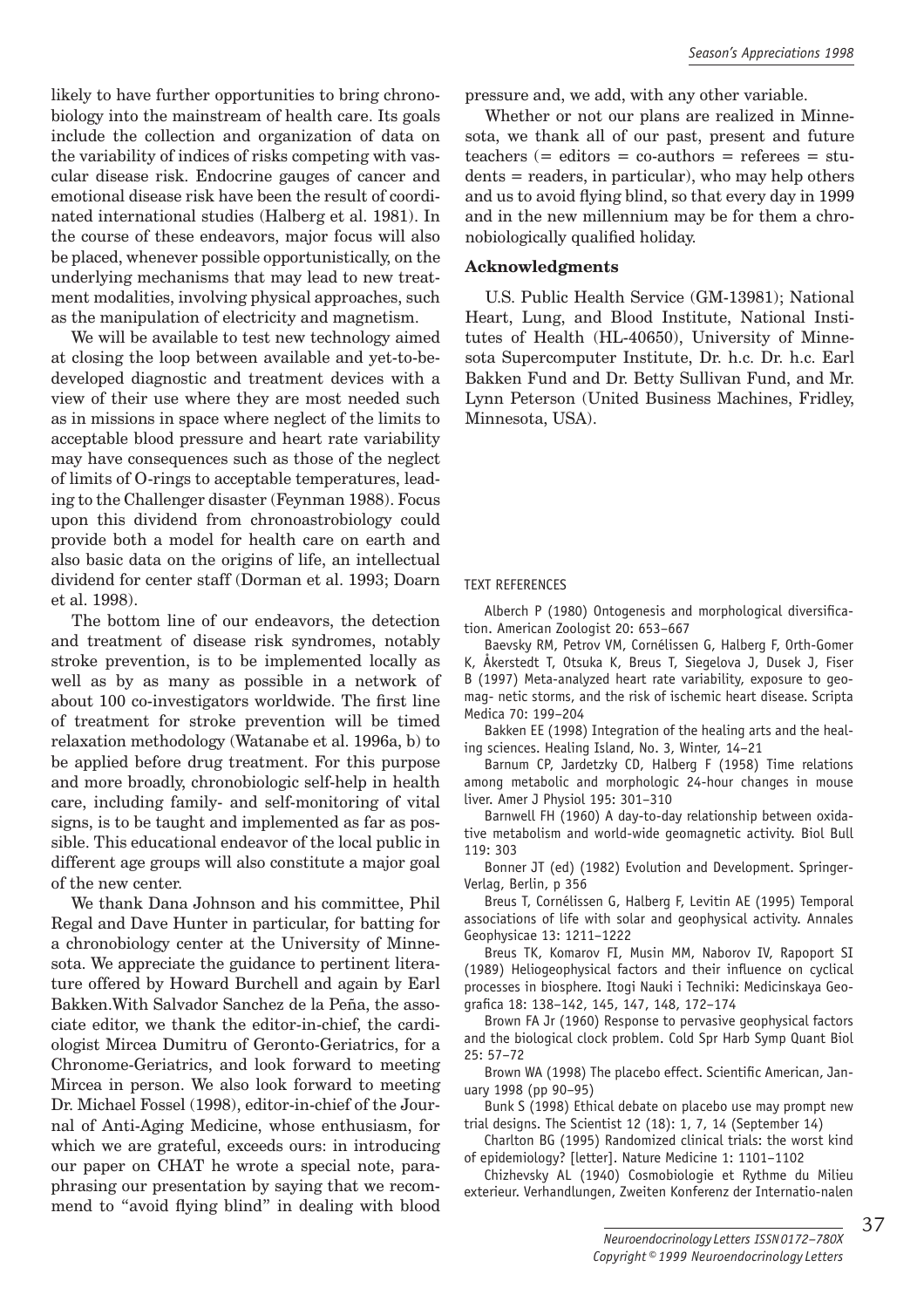likely to have further opportunities to bring chronobiology into the mainstream of health care. Its goals include the collection and organization of data on the variability of indices of risks competing with vascular disease risk. Endocrine gauges of cancer and emotional disease risk have been the result of coordinated international studies (Halberg et al. 1981). In the course of these endeavors, major focus will also be placed, whenever possible opportunistically, on the underlying mechanisms that may lead to new treatment modalities, involving physical approaches, such as the manipulation of electricity and magnetism.

We will be available to test new technology aimed at closing the loop between available and yet-to-be-developed diagnostic and treatment devices with a view of their use where they are most needed such as in missions in space where neglect of the limits to acceptable blood pressure and heart rate variability may have consequences such as those of the neglect of limits of O-rings to acceptable temperatures, leading to the Challenger disaster (Feynman 1988). Focus upon this dividend from chronoastrobiology could provide both a model for health care on earth and also basic data on the origins of life, an intellectual dividend for center staff (Dorman et al. 1993; Doarn et al. 1998).

The bottom line of our endeavors, the detection and treatment of disease risk syndromes, notably stroke prevention, is to be implemented locally as well as by as many as possible in a network of about 100 co-investigators worldwide. The first line of treatment for stroke prevention will be timed relaxation methodology (Watanabe et al. 1996a, b) to be applied before drug treatment. For this purpose and more broadly, chronobiologic self-help in health care, including family- and self-monitoring of vital signs, is to be taught and implemented as far as possible. This educational endeavor of the local public in different age groups will also constitute a major goal of the new center.

We thank Dana Johnson and his committee, Phil Regal and Dave Hunter in particular, for batting for a chronobiology center at the University of Minnesota. We appreciate the guidance to pertinent literature offered by Howard Burchell and again by Earl Bakken.With Salvador Sanchez de la Peña, the associate editor, we thank the editor-in-chief, the cardiologist Mircea Dumitru of Geronto-Geriatrics, for a Chronome-Geriatrics, and look forward to meeting Mircea in person. We also look forward to meeting Dr. Michael Fossel (1998), editor-in-chief of the Journal of Anti-Aging Medicine, whose enthusiasm, for which we are grateful, exceeds ours: in introducing our paper on CHAT he wrote a special note, paraphrasing our presentation by saying that we recommend to "avoid flying blind" in dealing with blood pressure and, we add, with any other variable.

Whether or not our plans are realized in Minnesota, we thank all of our past, present and future teachers (= editors = co-authors = referees = students = readers, in particular), who may help others and us to avoid flying blind, so that every day in 1999 and in the new millennium may be for them a chronobiologically qualified holiday.

### Acknowledgments

U.S. Public Health Service (GM-13981); National Heart, Lung, and Blood Institute, National Institutes of Health (HL-40650), University of Minnesota Supercomputer Institute, Dr. h.c. Dr. h.c. Earl Bakken Fund and Dr. Betty Sullivan Fund, and Mr. Lynn Peterson (United Business Machines, Fridley, Minnesota, USA).

#### TEXT REFERENCES

Alberch P (1980) Ontogenesis and morphological diversification. American Zoologist 20: 653–667

Baevsky RM, Petrov VM, Cornélissen G, Halberg F, Orth-Gomer K, Åkerstedt T, Otsuka K, Breus T, Siegelova J, Dusek J, Fiser B (1997) Meta-analyzed heart rate variability, exposure to geomag- netic storms, and the risk of ischemic heart disease. Scripta Medica 70: 199–204

Bakken EE (1998) Integration of the healing arts and the healing sciences. Healing Island, No. 3, Winter, 14–21

Barnum CP, Jardetzky CD, Halberg F (1958) Time relations among metabolic and morphologic 24-hour changes in mouse liver. Amer J Physiol 195: 301–310

Barnwell FH (1960) A day-to-day relationship between oxidative metabolism and world-wide geomagnetic activity. Biol Bull 119: 303

Bonner JT (ed) (1982) Evolution and Development. Springer-Verlag, Berlin, p 356

Breus T, Cornélissen G, Halberg F, Levitin AE (1995) Temporal associations of life with solar and geophysical activity. Annales Geophysicae 13: 1211–1222

Breus TK, Komarov FI, Musin MM, Naborov IV, Rapoport SI (1989) Heliogeophysical factors and their influence on cyclical processes in biosphere. Itogi Nauki i Techniki: Medicinskaya Geografica 18: 138–142, 145, 147, 148, 172–174

Brown FA Jr (1960) Response to pervasive geophysical factors and the biological clock problem. Cold Spr Harb Symp Quant Biol 25: 57–72

Brown WA (1998) The placebo effect. Scientific American, January 1998 (pp 90–95)

Bunk S (1998) Ethical debate on placebo use may prompt new trial designs. The Scientist 12 (18): 1, 7, 14 (September 14)

Charlton BG (1995) Randomized clinical trials: the worst kind of epidemiology? [letter]. Nature Medicine 1: 1101–1102

Chizhevsky AL (1940) Cosmobiologie et Rythme du Milieu exterieur. Verhandlungen, Zweiten Konferenz der Internatio-nalen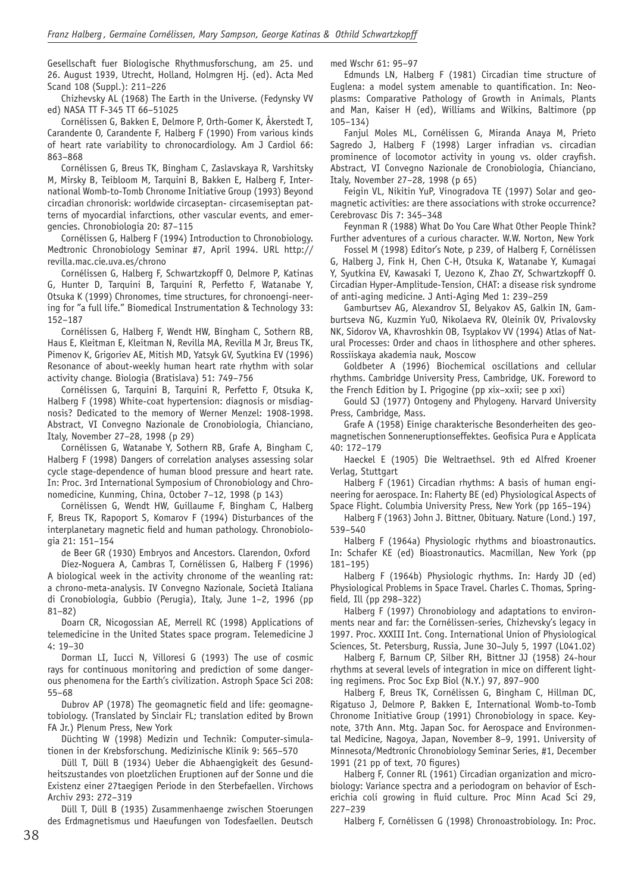Gesellschaft fuer Biologische Rhythmusforschung, am 25. und 26. August 1939, Utrecht, Holland, Holmgren Hj. (ed). Acta Med Scand 108 (Suppl.): 211–226

Chizhevsky AL (1968) The Earth in the Universe. (Fedynsky VV ed) NASA TT F-345 TT 66–51025

Cornélissen G, Bakken E, Delmore P, Orth-Gomer K, Åkerstedt T, Carandente O, Carandente F, Halberg F (1990) From various kinds of heart rate variability to chronocardiology. Am J Cardiol 66: 863–868

Cornélissen G, Breus TK, Bingham C, Zaslavskaya R, Varshitsky M, Mirsky B, Teibloom M, Tarquini B, Bakken E, Halberg F, International Womb-to-Tomb Chronome Initiative Group (1993) Beyond circadian chronorisk: worldwide circaseptan- circasemiseptan patterns of myocardial infarctions, other vascular events, and emergencies. Chronobiologia 20: 87–115

Cornélissen G, Halberg F (1994) Introduction to Chronobiology. Medtronic Chronobiology Seminar #7, April 1994. URL http://revilla.mac.cie.uva.es/chrono

Cornélissen G, Halberg F, Schwartzkopff O, Delmore P, Katinas G, Hunter D, Tarquini B, Tarquini R, Perfetto F, Watanabe Y, Otsuka K (1999) Chronomes, time structures, for chronoengi-neering for "a full life." Biomedical Instrumentation & Technology 33: 152–187

Cornélissen G, Halberg F, Wendt HW, Bingham C, Sothern RB, Haus E, Kleitman E, Kleitman N, Revilla MA, Revilla M Jr, Breus TK, Pimenov K, Grigoriev AE, Mitish MD, Yatsyk GV, Syutkina EV (1996) Resonance of about-weekly human heart rate rhythm with solar activity change. Biologia (Bratislava) 51: 749–756

Cornélissen G, Tarquini B, Tarquini R, Perfetto F, Otsuka K, Halberg F (1998) White-coat hypertension: diagnosis or misdiagnosis? Dedicated to the memory of Werner Menzel: 1908-1998. Abstract, VI Convegno Nazionale de Cronobiologia, Chianciano, Italy, November 27–28, 1998 (p 29)

Cornélissen G, Watanabe Y, Sothern RB, Grafe A, Bingham C, Halberg F (1998) Dangers of correlation analyses assessing solar cycle stage-dependence of human blood pressure and heart rate. In: Proc. 3rd International Symposium of Chronobiology and Chronomedicine, Kunming, China, October 7–12, 1998 (p 143)

Cornélissen G, Wendt HW, Guillaume F, Bingham C, Halberg F, Breus TK, Rapoport S, Komarov F (1994) Disturbances of the interplanetary magnetic field and human pathology. Chronobiologia 21: 151–154

de Beer GR (1930) Embryos and Ancestors. Clarendon, Oxford

Díez-Noguera A, Cambras T, Cornélissen G, Halberg F (1996) A biological week in the activity chronome of the weanling rat: a chrono-meta-analysis. IV Convegno Nazionale, Società Italiana di Cronobiologia, Gubbio (Perugia), Italy, June 1–2, 1996 (pp 81–82)

Doarn CR, Nicogossian AE, Merrell RC (1998) Applications of telemedicine in the United States space program. Telemedicine J 4: 19–30

Dorman LI, Iucci N, Villoresi G (1993) The use of cosmic rays for continuous monitoring and prediction of some dangerous phenomena for the Earth's civilization. Astroph Space Sci 208: 55–68

Dubrov AP (1978) The geomagnetic field and life: geomagnetobiology. (Translated by Sinclair FL; translation edited by Brown FA Jr.) Plenum Press, New York

Düchting W (1998) Medizin und Technik: Computer-simulationen in der Krebsforschung. Medizinische Klinik 9: 565–570

Düll T, Düll B (1934) Ueber die Abhaengigkeit des Gesundheitszustandes von ploetzlichen Eruptionen auf der Sonne und die Existenz einer 27taegigen Periode in den Sterbefaellen. Virchows Archiv 293: 272–319

Düll T, Düll B (1935) Zusammenhaenge zwischen Stoerungen des Erdmagnetismus und Haeufungen von Todesfaellen. Deutsch med Wschr 61: 95–97

Edmunds LN, Halberg F (1981) Circadian time structure of Euglena: a model system amenable to quantification. In: Neoplasms: Comparative Pathology of Growth in Animals, Plants and Man, Kaiser H (ed), Williams and Wilkins, Baltimore (pp 105–134)

Fanjul Moles ML, Cornélissen G, Miranda Anaya M, Prieto Sagredo J, Halberg F (1998) Larger infradian vs. circadian prominence of locomotor activity in young vs. older crayfish. Abstract, VI Convegno Nazionale de Cronobiologia, Chianciano, Italy, November 27–28, 1998 (p 65)

Feigin VL, Nikitin YuP, Vinogradova TE (1997) Solar and geomagnetic activities: are there associations with stroke occurrence? Cerebrovasc Dis 7: 345–348

Feynman R (1988) What Do You Care What Other People Think? Further adventures of a curious character. W.W. Norton, New York

Fossel M (1998) Editor's Note, p 239, of Halberg F, Cornélissen G, Halberg J, Fink H, Chen C-H, Otsuka K, Watanabe Y, Kumagai Y, Syutkina EV, Kawasaki T, Uezono K, Zhao ZY, Schwartzkopff O. Circadian Hyper-Amplitude-Tension, CHAT: a disease risk syndrome of anti-aging medicine. J Anti-Aging Med 1: 239–259

Gamburtsev AG, Alexandrov SI, Belyakov AS, Galkin IN, Gamburtseva NG, Kuzmin YuO, Nikolaeva RV, Oleinik OV, Privalovsky NK, Sidorov VA, Khavroshkin OB, Tsyplakov VV (1994) Atlas of Natural Processes: Order and chaos in lithosphere and other spheres. Rossiiskaya akademia nauk, Moscow

Goldbeter A (1996) Biochemical oscillations and cellular rhythms. Cambridge University Press, Cambridge, UK. Foreword to the French Edition by I. Prigogine (pp xix–xxii; see p xxi)

Gould SJ (1977) Ontogeny and Phylogeny. Harvard University Press, Cambridge, Mass.

Grafe A (1958) Einige charakterische Besonderheiten des geomagnetischen Sonneneruptionseffektes. Geofisica Pura e Applicata 40: 172–179

Haeckel E (1905) Die Weltraethsel. 9th ed Alfred Kroener Verlag, Stuttgart

Halberg F (1961) Circadian rhythms: A basis of human engineering for aerospace. In: Flaherty BE (ed) Physiological Aspects of Space Flight. Columbia University Press, New York (pp 165–194)

Halberg F (1963) John J. Bittner, Obituary. Nature (Lond.) 197, 539–540

Halberg F (1964a) Physiologic rhythms and bioastronautics. In: Schafer KE (ed) Bioastronautics. Macmillan, New York (pp 181–195)

Halberg F (1964b) Physiologic rhythms. In: Hardy JD (ed) Physiological Problems in Space Travel. Charles C. Thomas, Springfield, Ill (pp 298–322)

Halberg F (1997) Chronobiology and adaptations to environments near and far: the Cornélissen-series, Chizhevsky's legacy in 1997. Proc. XXXIII Int. Cong. International Union of Physiological Sciences, St. Petersburg, Russia, June 30–July 5, 1997 (L041.02)

Halberg F, Barnum CP, Silber RH, Bittner JJ (1958) 24-hour rhythms at several levels of integration in mice on different lighting regimens. Proc Soc Exp Biol (N.Y.) 97, 897–900

Halberg F, Breus TK, Cornélissen G, Bingham C, Hillman DC, Rigatuso J, Delmore P, Bakken E, International Womb-to-Tomb Chronome Initiative Group (1991) Chronobiology in space. Keynote, 37th Ann. Mtg. Japan Soc. for Aerospace and Environmental Medicine, Nagoya, Japan, November 8–9, 1991. University of Minnesota/Medtronic Chronobiology Seminar Series, #1, December 1991 (21 pp of text, 70 figures)

Halberg F, Conner RL (1961) Circadian organization and microbiology: Variance spectra and a periodogram on behavior of Escherichia coli growing in fluid culture. Proc Minn Acad Sci 29, 227–239

Halberg F, Cornélissen G (1998) Chronoastrobiology. In: Proc.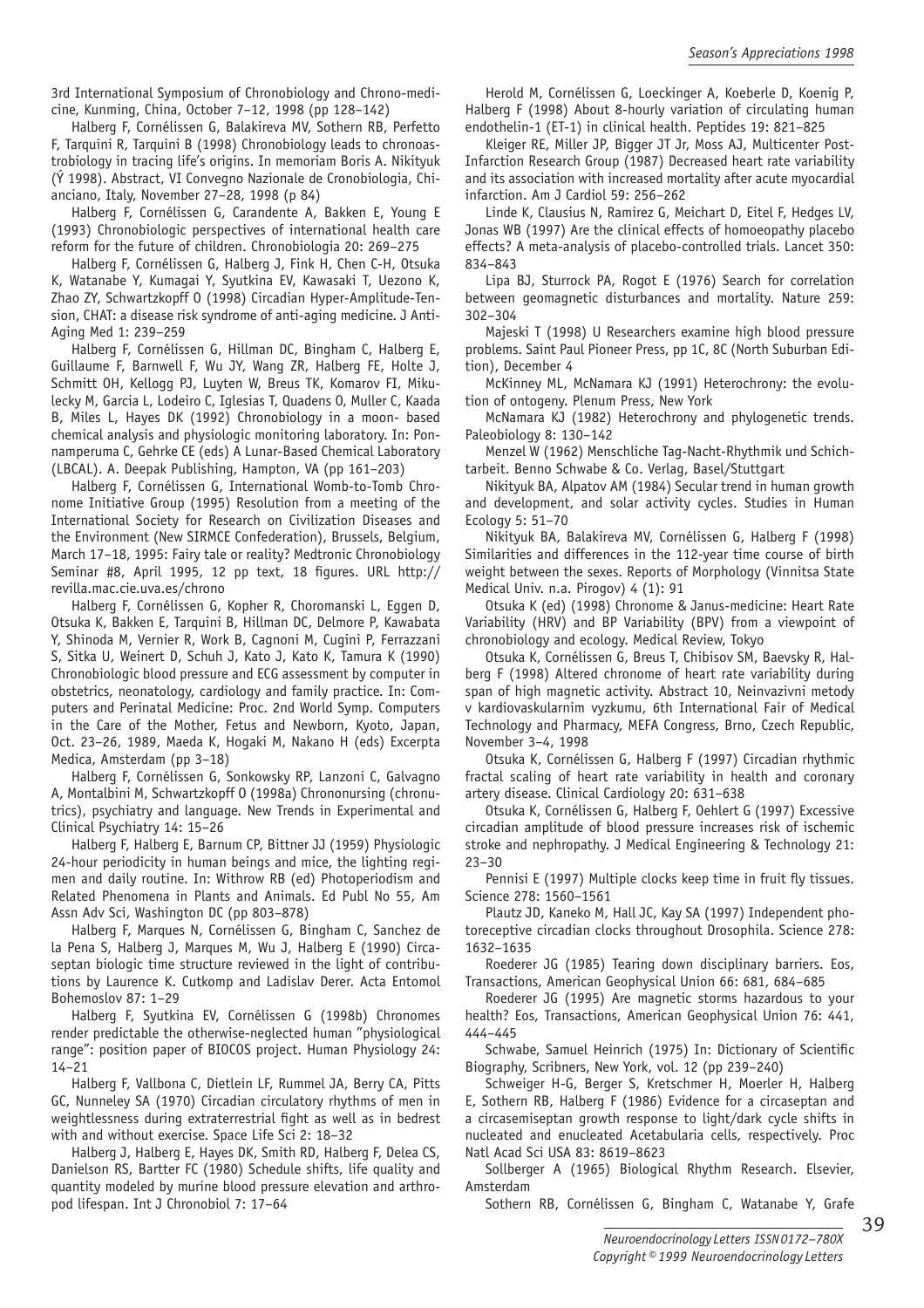3rd International Symposium of Chronobiology and Chrono-medicine, Kunming, China, October 7–12, 1998 (pp 128–142)

Halberg F, Cornélissen G, Balakireva MV, Sothern RB, Perfetto F, Tarquini R, Tarquini B (1998) Chronobiology leads to chronoastrobiology in tracing life's origins. In memoriam Boris A. Nikityuk (Ý 1998). Abstract, VI Convegno Nazionale de Cronobiologia, Chianciano, Italy, November 27–28, 1998 (p 84)

Halberg F, Cornélissen G, Carandente A, Bakken E, Young E (1993) Chronobiologic perspectives of international health care reform for the future of children. Chronobiologia 20: 269–275

Halberg F, Cornélissen G, Halberg J, Fink H, Chen C-H, Otsuka K, Watanabe Y, Kumagai Y, Syutkina EV, Kawasaki T, Uezono K, Zhao ZY, Schwartzkopff O (1998) Circadian Hyper-Amplitude-Tension, CHAT: a disease risk syndrome of anti-aging medicine. J Anti-Aging Med 1: 239–259

Halberg F, Cornélissen G, Hillman DC, Bingham C, Halberg E, Guillaume F, Barnwell F, Wu JY, Wang ZR, Halberg FE, Holte J, Schmitt OH, Kellogg PJ, Luyten W, Breus TK, Komarov FI, Mikulecky M, Garcia L, Lodeiro C, Iglesias T, Quadens O, Muller C, Kaada B, Miles L, Hayes DK (1992) Chronobiology in a moon- based chemical analysis and physiologic monitoring laboratory. In: Ponnamperuma C, Gehrke CE (eds) A Lunar-Based Chemical Laboratory (LBCAL). A. Deepak Publishing, Hampton, VA (pp 161–203)

Halberg F, Cornélissen G, International Womb-to-Tomb Chronome Initiative Group (1995) Resolution from a meeting of the International Society for Research on Civilization Diseases and the Environment (New SIRMCE Confederation), Brussels, Belgium, March 17–18, 1995: Fairy tale or reality? Medtronic Chronobiology Seminar #8, April 1995, 12 pp text, 18 figures. URL http://revilla.mac.cie.uva.es/chrono

Halberg F, Cornélissen G, Kopher R, Choromanski L, Eggen D, Otsuka K, Bakken E, Tarquini B, Hillman DC, Delmore P, Kawabata Y, Shinoda M, Vernier R, Work B, Cagnoni M, Cugini P, Ferrazzani S, Sitka U, Weinert D, Schuh J, Kato J, Kato K, Tamura K (1990) Chronobiologic blood pressure and ECG assessment by computer in obstetrics, neonatology, cardiology and family practice. In: Computers and Perinatal Medicine: Proc. 2nd World Symp. Computers in the Care of the Mother, Fetus and Newborn, Kyoto, Japan, Oct. 23–26, 1989, Maeda K, Hogaki M, Nakano H (eds) Excerpta Medica, Amsterdam (pp 3–18)

Halberg F, Cornélissen G, Sonkowsky RP, Lanzoni C, Galvagno A, Montalbini M, Schwartzkopff O (1998a) Chrononursing (chronutrics), psychiatry and language. New Trends in Experimental and Clinical Psychiatry 14: 15–26

Halberg F, Halberg E, Barnum CP, Bittner JJ (1959) Physiologic 24-hour periodicity in human beings and mice, the lighting regimen and daily routine. In: Withrow RB (ed) Photoperiodism and Related Phenomena in Plants and Animals. Ed Publ No 55, Am Assn Adv Sci, Washington DC (pp 803–878)

Halberg F, Marques N, Cornélissen G, Bingham C, Sanchez de la Pena S, Halberg J, Marques M, Wu J, Halberg E (1990) Circaseptan biologic time structure reviewed in the light of contributions by Laurence K. Cutkomp and Ladislav Derer. Acta Entomol Bohemoslov 87: 1–29

Halberg F, Syutkina EV, Cornélissen G (1998b) Chronomes render predictable the otherwise-neglected human "physiological range": position paper of BIOCOS project. Human Physiology 24: 14–21

Halberg F, Vallbona C, Dietlein LF, Rummel JA, Berry CA, Pitts GC, Nunneley SA (1970) Circadian circulatory rhythms of men in weightlessness during extraterrestrial fight as well as in bedrest with and without exercise. Space Life Sci 2: 18–32

Halberg J, Halberg E, Hayes DK, Smith RD, Halberg F, Delea CS, Danielson RS, Bartter FC (1980) Schedule shifts, life quality and quantity modeled by murine blood pressure elevation and arthropod lifespan. Int J Chronobiol 7: 17–64

Herold M, Cornélissen G, Loeckinger A, Koeberle D, Koenig P, Halberg F (1998) About 8-hourly variation of circulating human endothelin-1 (ET-1) in clinical health. Peptides 19: 821–825

Kleiger RE, Miller JP, Bigger JT Jr, Moss AJ, Multicenter Post-Infarction Research Group (1987) Decreased heart rate variability and its association with increased mortality after acute myocardial infarction. Am J Cardiol 59: 256–262

Linde K, Clausius N, Ramirez G, Meichart D, Eitel F, Hedges LV, Jonas WB (1997) Are the clinical effects of homoeopathy placebo effects? A meta-analysis of placebo-controlled trials. Lancet 350: 834–843

Lipa BJ, Sturrock PA, Rogot E (1976) Search for correlation between geomagnetic disturbances and mortality. Nature 259: 302–304

Majeski T (1998) U Researchers examine high blood pressure problems. Saint Paul Pioneer Press, pp 1C, 8C (North Suburban Edition), December 4

McKinney ML, McNamara KJ (1991) Heterochrony: the evolution of ontogeny. Plenum Press, New York

McNamara KJ (1982) Heterochrony and phylogenetic trends. Paleobiology 8: 130–142

Menzel W (1962) Menschliche Tag-Nacht-Rhythmik und Schichtarbeit. Benno Schwabe & Co. Verlag, Basel/Stuttgart

Nikityuk BA, Alpatov AM (1984) Secular trend in human growth and development, and solar activity cycles. Studies in Human Ecology 5: 51–70

Nikityuk BA, Balakireva MV, Cornélissen G, Halberg F (1998) Similarities and differences in the 112-year time course of birth weight between the sexes. Reports of Morphology (Vinnitsa State Medical Univ. n.a. Pirogov) 4 (1): 91

Otsuka K (ed) (1998) Chronome & Janus-medicine: Heart Rate Variability (HRV) and BP Variability (BPV) from a viewpoint of chronobiology and ecology. Medical Review, Tokyo

Otsuka K, Cornélissen G, Breus T, Chibisov SM, Baevsky R, Halberg F (1998) Altered chronome of heart rate variability during span of high magnetic activity. Abstract 10, Neinvazivni metody v kardiovaskularnim vyzkumu, 6th International Fair of Medical Technology and Pharmacy, MEFA Congress, Brno, Czech Republic, November 3–4, 1998

Otsuka K, Cornélissen G, Halberg F (1997) Circadian rhythmic fractal scaling of heart rate variability in health and coronary artery disease. Clinical Cardiology 20: 631–638

Otsuka K, Cornélissen G, Halberg F, Oehlert G (1997) Excessive circadian amplitude of blood pressure increases risk of ischemic stroke and nephropathy. J Medical Engineering & Technology 21: 23–30

Pennisi E (1997) Multiple clocks keep time in fruit fly tissues. Science 278: 1560–1561

Plautz JD, Kaneko M, Hall JC, Kay SA (1997) Independent photoreceptive circadian clocks throughout Drosophila. Science 278: 1632–1635

Roederer JG (1985) Tearing down disciplinary barriers. Eos, Transactions, American Geophysical Union 66: 681, 684–685

Roederer JG (1995) Are magnetic storms hazardous to your health? Eos, Transactions, American Geophysical Union 76: 441, 444–445

Schwabe, Samuel Heinrich (1975) In: Dictionary of Scientific Biography, Scribners, New York, vol. 12 (pp 239–240)

Schweiger H-G, Berger S, Kretschmer H, Moerler H, Halberg E, Sothern RB, Halberg F (1986) Evidence for a circaseptan and a circasemiseptan growth response to light/dark cycle shifts in nucleated and enucleated Acetabularia cells, respectively. Proc Natl Acad Sci USA 83: 8619–8623

Sollberger A (1965) Biological Rhythm Research. Elsevier, Amsterdam

Sothern RB, Cornélissen G, Bingham C, Watanabe Y, Grafe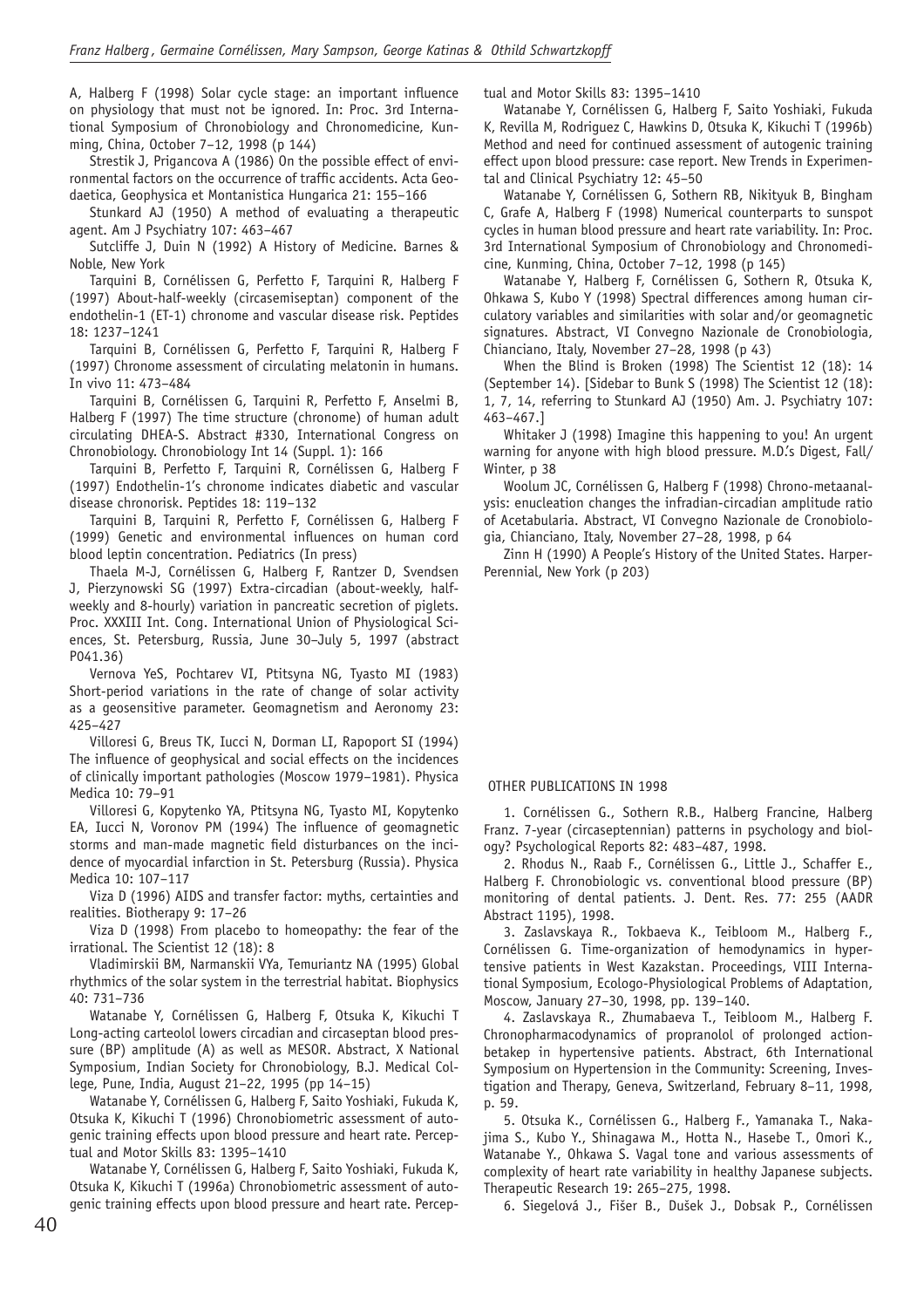A, Halberg F (1998) Solar cycle stage: an important influence on physiology that must not be ignored. In: Proc. 3rd International Symposium of Chronobiology and Chronomedicine, Kunming, China, October 7–12, 1998 (p 144)

Strestik J, Prigancova A (1986) On the possible effect of environmental factors on the occurrence of traffic accidents. Acta Geodaetica, Geophysica et Montanistica Hungarica 21: 155–166

Stunkard AJ (1950) A method of evaluating a therapeutic agent. Am J Psychiatry 107: 463–467

Sutcliffe J, Duin N (1992) A History of Medicine. Barnes & Noble, New York

Tarquini B, Cornélissen G, Perfetto F, Tarquini R, Halberg F (1997) About-half-weekly (circasemiseptan) component of the endothelin-1 (ET-1) chronome and vascular disease risk. Peptides 18: 1237–1241

Tarquini B, Cornélissen G, Perfetto F, Tarquini R, Halberg F (1997) Chronome assessment of circulating melatonin in humans. In vivo 11: 473–484

Tarquini B, Cornélissen G, Tarquini R, Perfetto F, Anselmi B, Halberg F (1997) The time structure (chronome) of human adult circulating DHEA-S. Abstract #330, International Congress on Chronobiology. Chronobiology Int 14 (Suppl. 1): 166

Tarquini B, Perfetto F, Tarquini R, Cornélissen G, Halberg F (1997) Endothelin-1's chronome indicates diabetic and vascular disease chronorisk. Peptides 18: 119–132

Tarquini B, Tarquini R, Perfetto F, Cornélissen G, Halberg F (1999) Genetic and environmental influences on human cord blood leptin concentration. Pediatrics (In press)

Thaela M-J, Cornélissen G, Halberg F, Rantzer D, Svendsen J, Pierzynowski SG (1997) Extra-circadian (about-weekly, half-weekly and 8-hourly) variation in pancreatic secretion of piglets. Proc. XXXIII Int. Cong. International Union of Physiological Sciences, St. Petersburg, Russia, June 30–July 5, 1997 (abstract P041.36)

Vernova YeS, Pochtarev VI, Ptitsyna NG, Tyasto MI (1983) Short-period variations in the rate of change of solar activity as a geosensitive parameter. Geomagnetism and Aeronomy 23: 425–427

Villoresi G, Breus TK, Iucci N, Dorman LI, Rapoport SI (1994) The influence of geophysical and social effects on the incidences of clinically important pathologies (Moscow 1979–1981). Physica Medica 10: 79–91

Villoresi G, Kopytenko YA, Ptitsyna NG, Tyasto MI, Kopytenko EA, Iucci N, Voronov PM (1994) The influence of geomagnetic storms and man-made magnetic field disturbances on the incidence of myocardial infarction in St. Petersburg (Russia). Physica Medica 10: 107–117

Viza D (1996) AIDS and transfer factor: myths, certainties and realities. Biotherapy 9: 17–26

Viza D (1998) From placebo to homeopathy: the fear of the irrational. The Scientist 12 (18): 8

Vladimirskii BM, Narmanskii VYa, Temuriantz NA (1995) Global rhythmics of the solar system in the terrestrial habitat. Biophysics 40: 731–736

Watanabe Y, Cornélissen G, Halberg F, Otsuka K, Kikuchi T Long-acting carteolol lowers circadian and circaseptan blood pressure (BP) amplitude (A) as well as MESOR. Abstract, X National Symposium, Indian Society for Chronobiology, B.J. Medical College, Pune, India, August 21–22, 1995 (pp 14–15)

Watanabe Y, Cornélissen G, Halberg F, Saito Yoshiaki, Fukuda K, Otsuka K, Kikuchi T (1996) Chronobiometric assessment of autogenic training effects upon blood pressure and heart rate. Perceptual and Motor Skills 83: 1395–1410

Watanabe Y, Cornélissen G, Halberg F, Saito Yoshiaki, Fukuda K, Otsuka K, Kikuchi T (1996a) Chronobiometric assessment of autogenic training effects upon blood pressure and heart rate. Perceptual and Motor Skills 83: 1395–1410

Watanabe Y, Cornélissen G, Halberg F, Saito Yoshiaki, Fukuda K, Revilla M, Rodriguez C, Hawkins D, Otsuka K, Kikuchi T (1996b) Method and need for continued assessment of autogenic training effect upon blood pressure: case report. New Trends in Experimental and Clinical Psychiatry 12: 45–50

Watanabe Y, Cornélissen G, Sothern RB, Nikityuk B, Bingham C, Grafe A, Halberg F (1998) Numerical counterparts to sunspot cycles in human blood pressure and heart rate variability. In: Proc. 3rd International Symposium of Chronobiology and Chronomedicine, Kunming, China, October 7–12, 1998 (p 145)

Watanabe Y, Halberg F, Cornélissen G, Sothern R, Otsuka K, Ohkawa S, Kubo Y (1998) Spectral differences among human circulatory variables and similarities with solar and/or geomagnetic signatures. Abstract, VI Convegno Nazionale de Cronobiologia, Chianciano, Italy, November 27–28, 1998 (p 43)

When the Blind is Broken (1998) The Scientist 12 (18): 14 (September 14). [Sidebar to Bunk S (1998) The Scientist 12 (18): 1, 7, 14, referring to Stunkard AJ (1950) Am. J. Psychiatry 107: 463–467.]

Whitaker J (1998) Imagine this happening to you! An urgent warning for anyone with high blood pressure. M.D.'s Digest, Fall/Winter, p 38

Woolum JC, Cornélissen G, Halberg F (1998) Chrono-metaanalysis: enucleation changes the infradian-circadian amplitude ratio of Acetabularia. Abstract, VI Convegno Nazionale de Cronobiologia, Chianciano, Italy, November 27–28, 1998, p 64

Zinn H (1990) A People's History of the United States. HarperPerennial, New York (p 203)

OTHER PUBLICATIONS IN 1998

1. Cornélissen G., Sothern R.B., Halberg Francine, Halberg Franz. 7-year (circaseptennian) patterns in psychology and biology? Psychological Reports 82: 483–487, 1998.

2. Rhodus N., Raab F., Cornélissen G., Little J., Schaffer E., Halberg F. Chronobiologic vs. conventional blood pressure (BP) monitoring of dental patients. J. Dent. Res. 77: 255 (AADR Abstract 1195), 1998.

3. Zaslavskaya R., Tokbaeva K., Teibloom M., Halberg F., Cornélissen G. Time-organization of hemodynamics in hypertensive patients in West Kazakstan. Proceedings, VIII International Symposium, Ecologo-Physiological Problems of Adaptation, Moscow, January 27–30, 1998, pp. 139–140.

4. Zaslavskaya R., Zhumabaeva T., Teibloom M., Halberg F. Chronopharmacodynamics of propranolol of prolonged action-betakep in hypertensive patients. Abstract, 6th International Symposium on Hypertension in the Community: Screening, Investigation and Therapy, Geneva, Switzerland, February 8–11, 1998, p. 59.

5. Otsuka K., Cornélissen G., Halberg F., Yamanaka T., Nakajima S., Kubo Y., Shinagawa M., Hotta N., Hasebe T., Omori K., Watanabe Y., Ohkawa S. Vagal tone and various assessments of complexity of heart rate variability in healthy Japanese subjects. Therapeutic Research 19: 265–275, 1998.

6. Siegelová J., Fišer B., Dušek J., Dobsak P., Cornélissen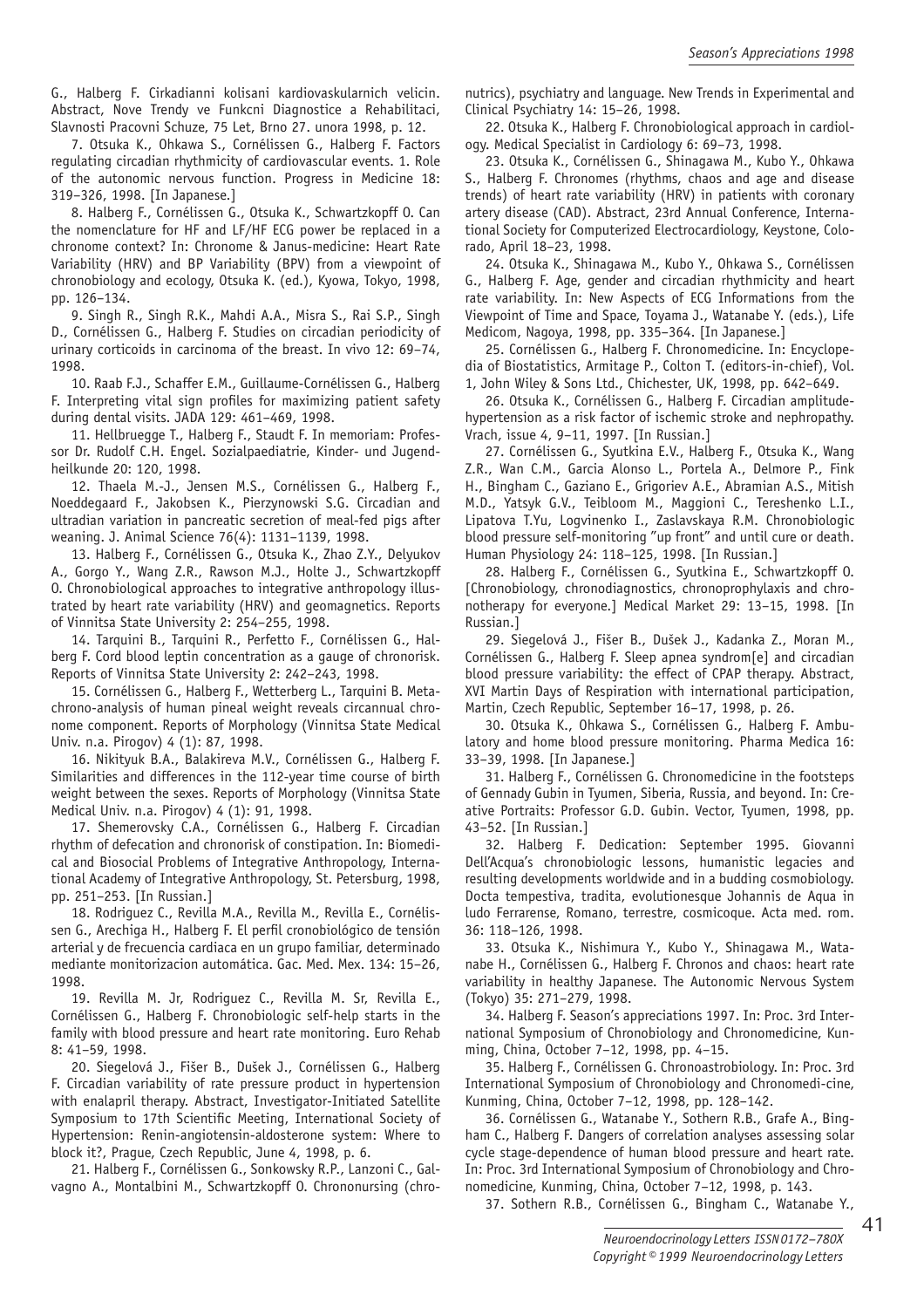G., Halberg F. Cirkadianni kolisani kardiovaskularnich velicin. Abstract, Nove Trendy ve Funkcni Diagnostice a Rehabilitaci, Slavnosti Pracovni Schuze, 75 Let, Brno 27. unora 1998, p. 12.

7. Otsuka K., Ohkawa S., Cornélissen G., Halberg F. Factors regulating circadian rhythmicity of cardiovascular events. 1. Role of the autonomic nervous function. Progress in Medicine 18: 319–326, 1998. [In Japanese.]

8. Halberg F., Cornélissen G., Otsuka K., Schwartzkopff O. Can the nomenclature for HF and LF/HF ECG power be replaced in a chronome context? In: Chronome & Janus-medicine: Heart Rate Variability (HRV) and BP Variability (BPV) from a viewpoint of chronobiology and ecology, Otsuka K. (ed.), Kyowa, Tokyo, 1998, pp. 126–134.

9. Singh R., Singh R.K., Mahdi A.A., Misra S., Rai S.P., Singh D., Cornélissen G., Halberg F. Studies on circadian periodicity of urinary corticoids in carcinoma of the breast. In vivo 12: 69–74, 1998.

10. Raab F.J., Schaffer E.M., Guillaume-Cornélissen G., Halberg F. Interpreting vital sign profiles for maximizing patient safety during dental visits. JADA 129: 461–469, 1998.

11. Hellbruegge T., Halberg F., Staudt F. In memoriam: Professor Dr. Rudolf C.H. Engel. Sozialpaediatrie, Kinder- und Jugendheilkunde 20: 120, 1998.

12. Thaela M.-J., Jensen M.S., Cornélissen G., Halberg F., Noeddegaard F., Jakobsen K., Pierzynowski S.G. Circadian and ultradian variation in pancreatic secretion of meal-fed pigs after weaning. J. Animal Science 76(4): 1131–1139, 1998.

13. Halberg F., Cornélissen G., Otsuka K., Zhao Z.Y., Delyukov A., Gorgo Y., Wang Z.R., Rawson M.J., Holte J., Schwartzkopff O. Chronobiological approaches to integrative anthropology illustrated by heart rate variability (HRV) and geomagnetics. Reports of Vinnitsa State University 2: 254–255, 1998.

14. Tarquini B., Tarquini R., Perfetto F., Cornélissen G., Halberg F. Cord blood leptin concentration as a gauge of chronorisk. Reports of Vinnitsa State University 2: 242–243, 1998.

15. Cornélissen G., Halberg F., Wetterberg L., Tarquini B. Metachrono-analysis of human pineal weight reveals circannual chronome component. Reports of Morphology (Vinnitsa State Medical Univ. n.a. Pirogov) 4 (1): 87, 1998.

16. Nikityuk B.A., Balakireva M.V., Cornélissen G., Halberg F. Similarities and differences in the 112-year time course of birth weight between the sexes. Reports of Morphology (Vinnitsa State Medical Univ. n.a. Pirogov) 4 (1): 91, 1998.

17. Shemerovsky C.A., Cornélissen G., Halberg F. Circadian rhythm of defecation and chronorisk of constipation. In: Biomedical and Biosocial Problems of Integrative Anthropology, International Academy of Integrative Anthropology, St. Petersburg, 1998, pp. 251–253. [In Russian.]

18. Rodriguez C., Revilla M.A., Revilla M., Revilla E., Cornélissen G., Arechiga H., Halberg F. El perfil cronobiológico de tensión arterial y de frecuencia cardiaca en un grupo familiar, determinado mediante monitorizacion automática. Gac. Med. Mex. 134: 15–26, 1998.

19. Revilla M. Jr, Rodriguez C., Revilla M. Sr, Revilla E., Cornélissen G., Halberg F. Chronobiologic self-help starts in the family with blood pressure and heart rate monitoring. Euro Rehab 8: 41–59, 1998.

20. Siegelová J., Fišer B., Dušek J., Cornélissen G., Halberg F. Circadian variability of rate pressure product in hypertension with enalapril therapy. Abstract, Investigator-Initiated Satellite Symposium to 17th Scientific Meeting, International Society of Hypertension: Renin-angiotensin-aldosterone system: Where to block it?, Prague, Czech Republic, June 4, 1998, p. 6.

21. Halberg F., Cornélissen G., Sonkowsky R.P., Lanzoni C., Galvagno A., Montalbini M., Schwartzkopff O. Chrononursing (chronutrics), psychiatry and language. New Trends in Experimental and Clinical Psychiatry 14: 15–26, 1998.

22. Otsuka K., Halberg F. Chronobiological approach in cardiology. Medical Specialist in Cardiology 6: 69–73, 1998.

23. Otsuka K., Cornélissen G., Shinagawa M., Kubo Y., Ohkawa S., Halberg F. Chronomes (rhythms, chaos and age and disease trends) of heart rate variability (HRV) in patients with coronary artery disease (CAD). Abstract, 23rd Annual Conference, International Society for Computerized Electrocardiology, Keystone, Colorado, April 18–23, 1998.

24. Otsuka K., Shinagawa M., Kubo Y., Ohkawa S., Cornélissen G., Halberg F. Age, gender and circadian rhythmicity and heart rate variability. In: New Aspects of ECG Informations from the Viewpoint of Time and Space, Toyama J., Watanabe Y. (eds.), Life Medicom, Nagoya, 1998, pp. 335–364. [In Japanese.]

25. Cornélissen G., Halberg F. Chronomedicine. In: Encyclopedia of Biostatistics, Armitage P., Colton T. (editors-in-chief), Vol. 1, John Wiley & Sons Ltd., Chichester, UK, 1998, pp. 642–649.

26. Otsuka K., Cornélissen G., Halberg F. Circadian amplitude-hypertension as a risk factor of ischemic stroke and nephropathy. Vrach, issue 4, 9–11, 1997. [In Russian.]

27. Cornélissen G., Syutkina E.V., Halberg F., Otsuka K., Wang Z.R., Wan C.M., Garcia Alonso L., Portela A., Delmore P., Fink H., Bingham C., Gaziano E., Grigoriev A.E., Abramian A.S., Mitish M.D., Yatsyk G.V., Teibloom M., Maggioni C., Tereshenko L.I., Lipatova T.Yu, Logvinenko I., Zaslavskaya R.M. Chronobiologic blood pressure self-monitoring "up front" and until cure or death. Human Physiology 24: 118–125, 1998. [In Russian.]

28. Halberg F., Cornélissen G., Syutkina E., Schwartzkopff O. [Chronobiology, chronodiagnostics, chronoprophylaxis and chronotherapy for everyone.] Medical Market 29: 13–15, 1998. [In Russian.]

29. Siegelová J., Fišer B., Dušek J., Kadanka Z., Moran M., Cornélissen G., Halberg F. Sleep apnea syndrom[e] and circadian blood pressure variability: the effect of CPAP therapy. Abstract, XVI Martin Days of Respiration with international participation, Martin, Czech Republic, September 16–17, 1998, p. 26.

30. Otsuka K., Ohkawa S., Cornélissen G., Halberg F. Ambulatory and home blood pressure monitoring. Pharma Medica 16: 33–39, 1998. [In Japanese.]

31. Halberg F., Cornélissen G. Chronomedicine in the footsteps of Gennady Gubin in Tyumen, Siberia, Russia, and beyond. In: Creative Portraits: Professor G.D. Gubin. Vector, Tyumen, 1998, pp. 43–52. [In Russian.]

32. Halberg F. Dedication: September 1995. Giovanni Dell'Acqua's chronobiologic lessons, humanistic legacies and resulting developments worldwide and in a budding cosmobiology. Docta tempestiva, tradita, evolutionesque Johannis de Aqua in ludo Ferrarense, Romano, terrestre, cosmicoque. Acta med. rom. 36: 118–126, 1998.

33. Otsuka K., Nishimura Y., Kubo Y., Shinagawa M., Watanabe H., Cornélissen G., Halberg F. Chronos and chaos: heart rate variability in healthy Japanese. The Autonomic Nervous System (Tokyo) 35: 271–279, 1998.

34. Halberg F. Season's appreciations 1997. In: Proc. 3rd International Symposium of Chronobiology and Chronomedicine, Kunming, China, October 7–12, 1998, pp. 4–15.

35. Halberg F., Cornélissen G. Chronoastrobiology. In: Proc. 3rd International Symposium of Chronobiology and Chronomedi-cine, Kunming, China, October 7–12, 1998, pp. 128–142.

36. Cornélissen G., Watanabe Y., Sothern R.B., Grafe A., Bingham C., Halberg F. Dangers of correlation analyses assessing solar cycle stage-dependence of human blood pressure and heart rate. In: Proc. 3rd International Symposium of Chronobiology and Chronomedicine, Kunming, China, October 7–12, 1998, p. 143.

37. Sothern R.B., Cornélissen G., Bingham C., Watanabe Y.,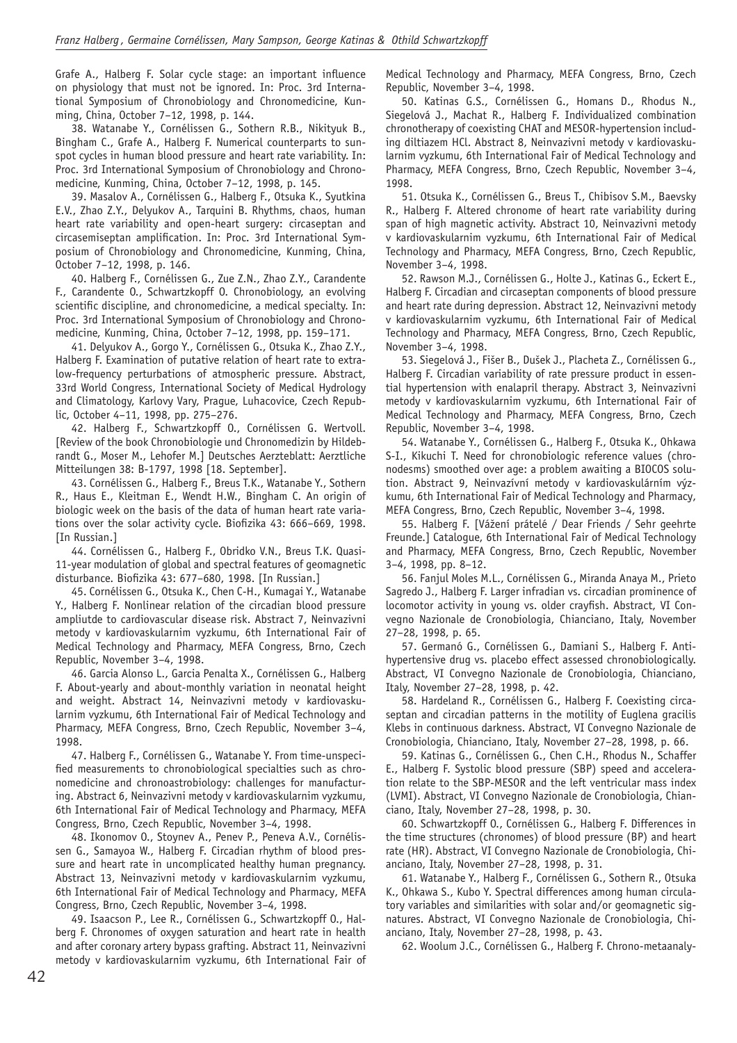Grafe A., Halberg F. Solar cycle stage: an important influence on physiology that must not be ignored. In: Proc. 3rd International Symposium of Chronobiology and Chronomedicine, Kunming, China, October 7–12, 1998, p. 144.

38. Watanabe Y., Cornélissen G., Sothern R.B., Nikityuk B., Bingham C., Grafe A., Halberg F. Numerical counterparts to sunspot cycles in human blood pressure and heart rate variability. In: Proc. 3rd International Symposium of Chronobiology and Chronomedicine, Kunming, China, October 7–12, 1998, p. 145.

39. Masalov A., Cornélissen G., Halberg F., Otsuka K., Syutkina E.V., Zhao Z.Y., Delyukov A., Tarquini B. Rhythms, chaos, human heart rate variability and open-heart surgery: circaseptan and circasemiseptan amplification. In: Proc. 3rd International Symposium of Chronobiology and Chronomedicine, Kunming, China, October 7–12, 1998, p. 146.

40. Halberg F., Cornélissen G., Zue Z.N., Zhao Z.Y., Carandente F., Carandente O., Schwartzkopff O. Chronobiology, an evolving scientific discipline, and chronomedicine, a medical specialty. In: Proc. 3rd International Symposium of Chronobiology and Chronomedicine, Kunming, China, October 7–12, 1998, pp. 159–171.

41. Delyukov A., Gorgo Y., Cornélissen G., Otsuka K., Zhao Z.Y., Halberg F. Examination of putative relation of heart rate to extra-low-frequency perturbations of atmospheric pressure. Abstract, 33rd World Congress, International Society of Medical Hydrology and Climatology, Karlovy Vary, Prague, Luhacovice, Czech Republic, October 4–11, 1998, pp. 275–276.

42. Halberg F., Schwartzkopff O., Cornélissen G. Wertvoll. [Review of the book Chronobiologie und Chronomedizin by Hildebrandt G., Moser M., Lehofer M.] Deutsches Aerzteblatt: Aerztliche Mitteilungen 38: B-1797, 1998 [18. September].

43. Cornélissen G., Halberg F., Breus T.K., Watanabe Y., Sothern R., Haus E., Kleitman E., Wendt H.W., Bingham C. An origin of biologic week on the basis of the data of human heart rate variations over the solar activity cycle. Biofizika 43: 666–669, 1998. [In Russian.]

44. Cornélissen G., Halberg F., Obridko V.N., Breus T.K. Quasi-11-year modulation of global and spectral features of geomagnetic disturbance. Biofizika 43: 677–680, 1998. [In Russian.]

45. Cornélissen G., Otsuka K., Chen C-H., Kumagai Y., Watanabe Y., Halberg F. Nonlinear relation of the circadian blood pressure ampliutde to cardiovascular disease risk. Abstract 7, Neinvazivni metody v kardiovaskularnim vyzkumu, 6th International Fair of Medical Technology and Pharmacy, MEFA Congress, Brno, Czech Republic, November 3–4, 1998.

46. Garcia Alonso L., Garcia Penalta X., Cornélissen G., Halberg F. About-yearly and about-monthly variation in neonatal height and weight. Abstract 14, Neinvazivni metody v kardiovaskularnim vyzkumu, 6th International Fair of Medical Technology and Pharmacy, MEFA Congress, Brno, Czech Republic, November 3–4, 1998.

47. Halberg F., Cornélissen G., Watanabe Y. From time-unspecified measurements to chronobiological specialties such as chronomedicine and chronoastrobiology: challenges for manufacturing. Abstract 6, Neinvazivni metody v kardiovaskularnim vyzkumu, 6th International Fair of Medical Technology and Pharmacy, MEFA Congress, Brno, Czech Republic, November 3–4, 1998.

48. Ikonomov O., Stoynev A., Penev P., Peneva A.V., Cornélissen G., Samayoa W., Halberg F. Circadian rhythm of blood pressure and heart rate in uncomplicated healthy human pregnancy. Abstract 13, Neinvazivni metody v kardiovaskularnim vyzkumu, 6th International Fair of Medical Technology and Pharmacy, MEFA Congress, Brno, Czech Republic, November 3–4, 1998.

49. Isaacson P., Lee R., Cornélissen G., Schwartzkopff O., Halberg F. Chronomes of oxygen saturation and heart rate in health and after coronary artery bypass grafting. Abstract 11, Neinvazivni metody v kardiovaskularnim vyzkumu, 6th International Fair of Medical Technology and Pharmacy, MEFA Congress, Brno, Czech Republic, November 3–4, 1998.

50. Katinas G.S., Cornélissen G., Homans D., Rhodus N., Siegelová J., Machat R., Halberg F. Individualized combination chronotherapy of coexisting CHAT and MESOR-hypertension including diltiazem HCl. Abstract 8, Neinvazivni metody v kardiovaskularnim vyzkumu, 6th International Fair of Medical Technology and Pharmacy, MEFA Congress, Brno, Czech Republic, November 3–4, 1998.

51. Otsuka K., Cornélissen G., Breus T., Chibisov S.M., Baevsky R., Halberg F. Altered chronome of heart rate variability during span of high magnetic activity. Abstract 10, Neinvazivni metody v kardiovaskularnim vyzkumu, 6th International Fair of Medical Technology and Pharmacy, MEFA Congress, Brno, Czech Republic, November 3–4, 1998.

52. Rawson M.J., Cornélissen G., Holte J., Katinas G., Eckert E., Halberg F. Circadian and circaseptan components of blood pressure and heart rate during depression. Abstract 12, Neinvazivni metody v kardiovaskularnim vyzkumu, 6th International Fair of Medical Technology and Pharmacy, MEFA Congress, Brno, Czech Republic, November 3–4, 1998.

53. Siegelová J., Fišer B., Dušek J., Placheta Z., Cornélissen G., Halberg F. Circadian variability of rate pressure product in essential hypertension with enalapril therapy. Abstract 3, Neinvazivni metody v kardiovaskularnim vyzkumu, 6th International Fair of Medical Technology and Pharmacy, MEFA Congress, Brno, Czech Republic, November 3–4, 1998.

54. Watanabe Y., Cornélissen G., Halberg F., Otsuka K., Ohkawa S-I., Kikuchi T. Need for chronobiologic reference values (chronodesms) smoothed over age: a problem awaiting a BIOCOS solution. Abstract 9, Neinvazívní metody v kardiovaskulárním výzkumu, 6th International Fair of Medical Technology and Pharmacy, MEFA Congress, Brno, Czech Republic, November 3–4, 1998.

55. Halberg F. [Vážení prátelé / Dear Friends / Sehr geehrte Freunde.] Catalogue, 6th International Fair of Medical Technology and Pharmacy, MEFA Congress, Brno, Czech Republic, November 3–4, 1998, pp. 8–12.

56. Fanjul Moles M.L., Cornélissen G., Miranda Anaya M., Prieto Sagredo J., Halberg F. Larger infradian vs. circadian prominence of locomotor activity in young vs. older crayfish. Abstract, VI Convegno Nazionale de Cronobiologia, Chianciano, Italy, November 27–28, 1998, p. 65.

57. Germanó G., Cornélissen G., Damiani S., Halberg F. Antihypertensive drug vs. placebo effect assessed chronobiologically. Abstract, VI Convegno Nazionale de Cronobiologia, Chianciano, Italy, November 27–28, 1998, p. 42.

58. Hardeland R., Cornélissen G., Halberg F. Coexisting circaseptan and circadian patterns in the motility of Euglena gracilis Klebs in continuous darkness. Abstract, VI Convegno Nazionale de Cronobiologia, Chianciano, Italy, November 27–28, 1998, p. 66.

59. Katinas G., Cornélissen G., Chen C.H., Rhodus N., Schaffer E., Halberg F. Systolic blood pressure (SBP) speed and acceleration relate to the SBP-MESOR and the left ventricular mass index (LVMI). Abstract, VI Convegno Nazionale de Cronobiologia, Chianciano, Italy, November 27–28, 1998, p. 30.

60. Schwartzkopff O., Cornélissen G., Halberg F. Differences in the time structures (chronomes) of blood pressure (BP) and heart rate (HR). Abstract, VI Convegno Nazionale de Cronobiologia, Chianciano, Italy, November 27–28, 1998, p. 31.

61. Watanabe Y., Halberg F., Cornélissen G., Sothern R., Otsuka K., Ohkawa S., Kubo Y. Spectral differences among human circulatory variables and similarities with solar and/or geomagnetic signatures. Abstract, VI Convegno Nazionale de Cronobiologia, Chianciano, Italy, November 27–28, 1998, p. 43.

62. Woolum J.C., Cornélissen G., Halberg F. Chrono-metaanaly-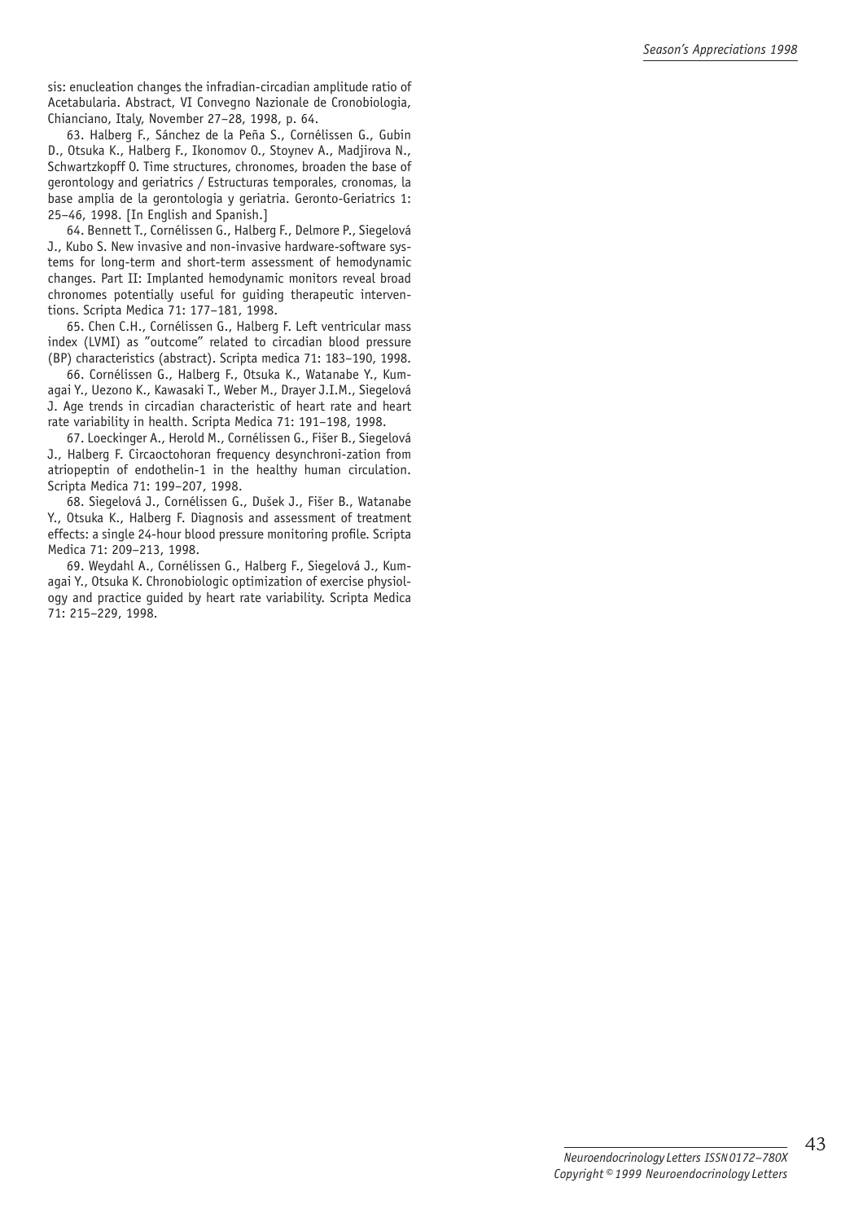sis: enucleation changes the infradian-circadian amplitude ratio of Acetabularia. Abstract, VI Convegno Nazionale de Cronobiologia, Chianciano, Italy, November 27–28, 1998, p. 64.

63. Halberg F., Sánchez de la Peña S., Cornélissen G., Gubin D., Otsuka K., Halberg F., Ikonomov O., Stoynev A., Madjirova N., Schwartzkopff O. Time structures, chronomes, broaden the base of gerontology and geriatrics / Estructuras temporales, cronomas, la base amplia de la gerontologia y geriatria. Geronto-Geriatrics 1: 25–46, 1998. [In English and Spanish.]

64. Bennett T., Cornélissen G., Halberg F., Delmore P., Siegelová J., Kubo S. New invasive and non-invasive hardware-software systems for long-term and short-term assessment of hemodynamic changes. Part II: Implanted hemodynamic monitors reveal broad chronomes potentially useful for guiding therapeutic interventions. Scripta Medica 71: 177–181, 1998.

65. Chen C.H., Cornélissen G., Halberg F. Left ventricular mass index (LVMI) as "outcome" related to circadian blood pressure (BP) characteristics (abstract). Scripta medica 71: 183–190, 1998.

66. Cornélissen G., Halberg F., Otsuka K., Watanabe Y., Kumagai Y., Uezono K., Kawasaki T., Weber M., Drayer J.I.M., Siegelová J. Age trends in circadian characteristic of heart rate and heart rate variability in health. Scripta Medica 71: 191–198, 1998.

67. Loeckinger A., Herold M., Cornélissen G., Fišer B., Siegelová J., Halberg F. Circaoctohoran frequency desynchroni-zation from atriopeptin of endothelin-1 in the healthy human circulation. Scripta Medica 71: 199–207, 1998.

68. Siegelová J., Cornélissen G., Dušek J., Fišer B., Watanabe Y., Otsuka K., Halberg F. Diagnosis and assessment of treatment effects: a single 24-hour blood pressure monitoring profile. Scripta Medica 71: 209–213, 1998.

69. Weydahl A., Cornélissen G., Halberg F., Siegelová J., Kumagai Y., Otsuka K. Chronobiologic optimization of exercise physiology and practice guided by heart rate variability. Scripta Medica 71: 215–229, 1998.